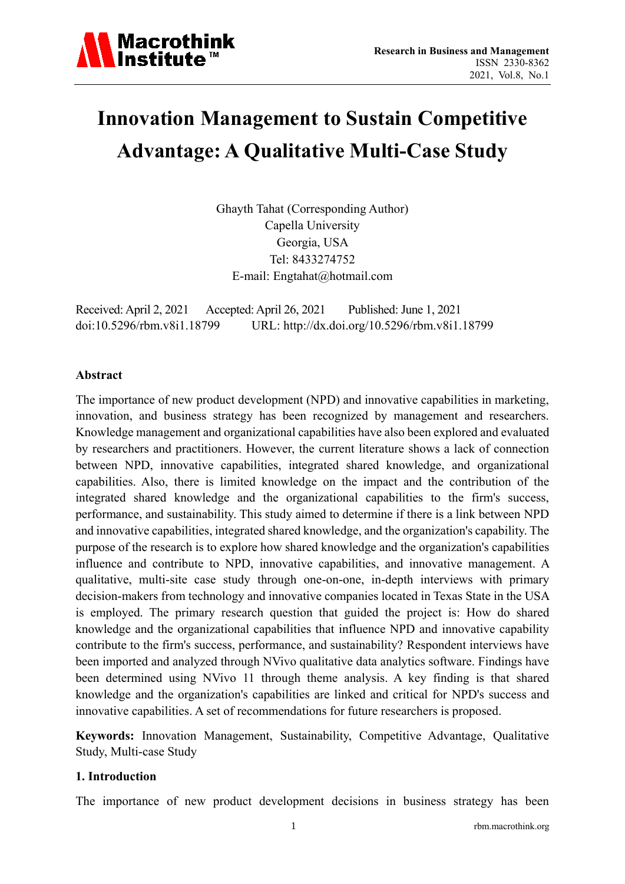# Innovation Management to Sustain Competitive Advantage: A Qualitative Multi-Case Study

Ghayth Tahat (Corresponding Author)
Capella University
Georgia, USA
Tel: 8433274752
E-mail: Engtahat@hotmail.com

Received: April 2, 2021 Accepted: April 26, 2021 Published: June 1, 2021
doi:10.5296/rbm.v8i1.18799 URL: http://dx.doi.org/10.5296/rbm.v8i1.18799

## Abstract

The importance of new product development (NPD) and innovative capabilities in marketing, innovation, and business strategy has been recognized by management and researchers. Knowledge management and organizational capabilities have also been explored and evaluated by researchers and practitioners. However, the current literature shows a lack of connection between NPD, innovative capabilities, integrated shared knowledge, and organizational capabilities. Also, there is limited knowledge on the impact and the contribution of the integrated shared knowledge and the organizational capabilities to the firm's success, performance, and sustainability. This study aimed to determine if there is a link between NPD and innovative capabilities, integrated shared knowledge, and the organization's capability. The purpose of the research is to explore how shared knowledge and the organization's capabilities influence and contribute to NPD, innovative capabilities, and innovative management. A qualitative, multi-site case study through one-on-one, in-depth interviews with primary decision-makers from technology and innovative companies located in Texas State in the USA is employed. The primary research question that guided the project is: How do shared knowledge and the organizational capabilities that influence NPD and innovative capability contribute to the firm's success, performance, and sustainability? Respondent interviews have been imported and analyzed through NVivo qualitative data analytics software. Findings have been determined using NVivo 11 through theme analysis. A key finding is that shared knowledge and the organization's capabilities are linked and critical for NPD's success and innovative capabilities. A set of recommendations for future researchers is proposed.

**Keywords:** Innovation Management, Sustainability, Competitive Advantage, Qualitative Study, Multi-case Study

## 1. Introduction

The importance of new product development decisions in business strategy has been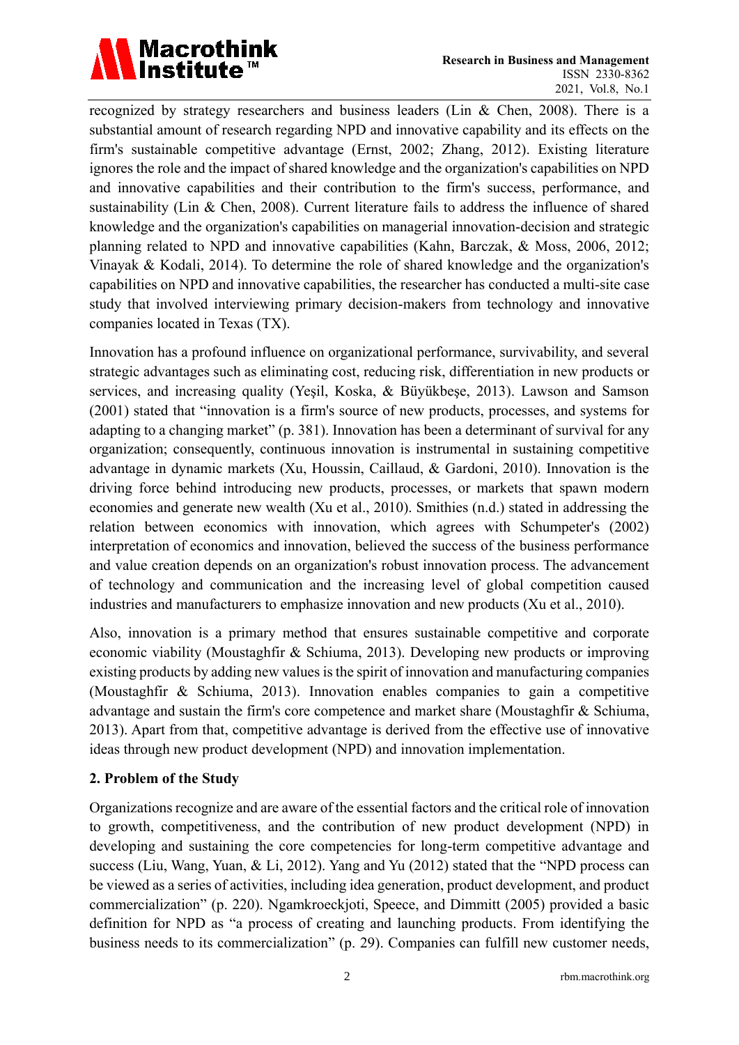recognized by strategy researchers and business leaders (Lin & Chen, 2008). There is a substantial amount of research regarding NPD and innovative capability and its effects on the firm's sustainable competitive advantage (Ernst, 2002; Zhang, 2012). Existing literature ignores the role and the impact of shared knowledge and the organization's capabilities on NPD and innovative capabilities and their contribution to the firm's success, performance, and sustainability (Lin & Chen, 2008). Current literature fails to address the influence of shared knowledge and the organization's capabilities on managerial innovation-decision and strategic planning related to NPD and innovative capabilities (Kahn, Barczak, & Moss, 2006, 2012; Vinayak & Kodali, 2014). To determine the role of shared knowledge and the organization's capabilities on NPD and innovative capabilities, the researcher has conducted a multi-site case study that involved interviewing primary decision-makers from technology and innovative companies located in Texas (TX).

Innovation has a profound influence on organizational performance, survivability, and several strategic advantages such as eliminating cost, reducing risk, differentiation in new products or services, and increasing quality (Yeşil, Koska, & Büyükbeşe, 2013). Lawson and Samson (2001) stated that "innovation is a firm's source of new products, processes, and systems for adapting to a changing market" (p. 381). Innovation has been a determinant of survival for any organization; consequently, continuous innovation is instrumental in sustaining competitive advantage in dynamic markets (Xu, Houssin, Caillaud, & Gardoni, 2010). Innovation is the driving force behind introducing new products, processes, or markets that spawn modern economies and generate new wealth (Xu et al., 2010). Smithies (n.d.) stated in addressing the relation between economics with innovation, which agrees with Schumpeter's (2002) interpretation of economics and innovation, believed the success of the business performance and value creation depends on an organization's robust innovation process. The advancement of technology and communication and the increasing level of global competition caused industries and manufacturers to emphasize innovation and new products (Xu et al., 2010).

Also, innovation is a primary method that ensures sustainable competitive and corporate economic viability (Moustaghfir & Schiuma, 2013). Developing new products or improving existing products by adding new values is the spirit of innovation and manufacturing companies (Moustaghfir & Schiuma, 2013). Innovation enables companies to gain a competitive advantage and sustain the firm's core competence and market share (Moustaghfir & Schiuma, 2013). Apart from that, competitive advantage is derived from the effective use of innovative ideas through new product development (NPD) and innovation implementation.

## 2. Problem of the Study

Organizations recognize and are aware of the essential factors and the critical role of innovation to growth, competitiveness, and the contribution of new product development (NPD) in developing and sustaining the core competencies for long-term competitive advantage and success (Liu, Wang, Yuan, & Li, 2012). Yang and Yu (2012) stated that the "NPD process can be viewed as a series of activities, including idea generation, product development, and product commercialization" (p. 220). Ngamkroeckjoti, Speece, and Dimmitt (2005) provided a basic definition for NPD as "a process of creating and launching products. From identifying the business needs to its commercialization" (p. 29). Companies can fulfill new customer needs,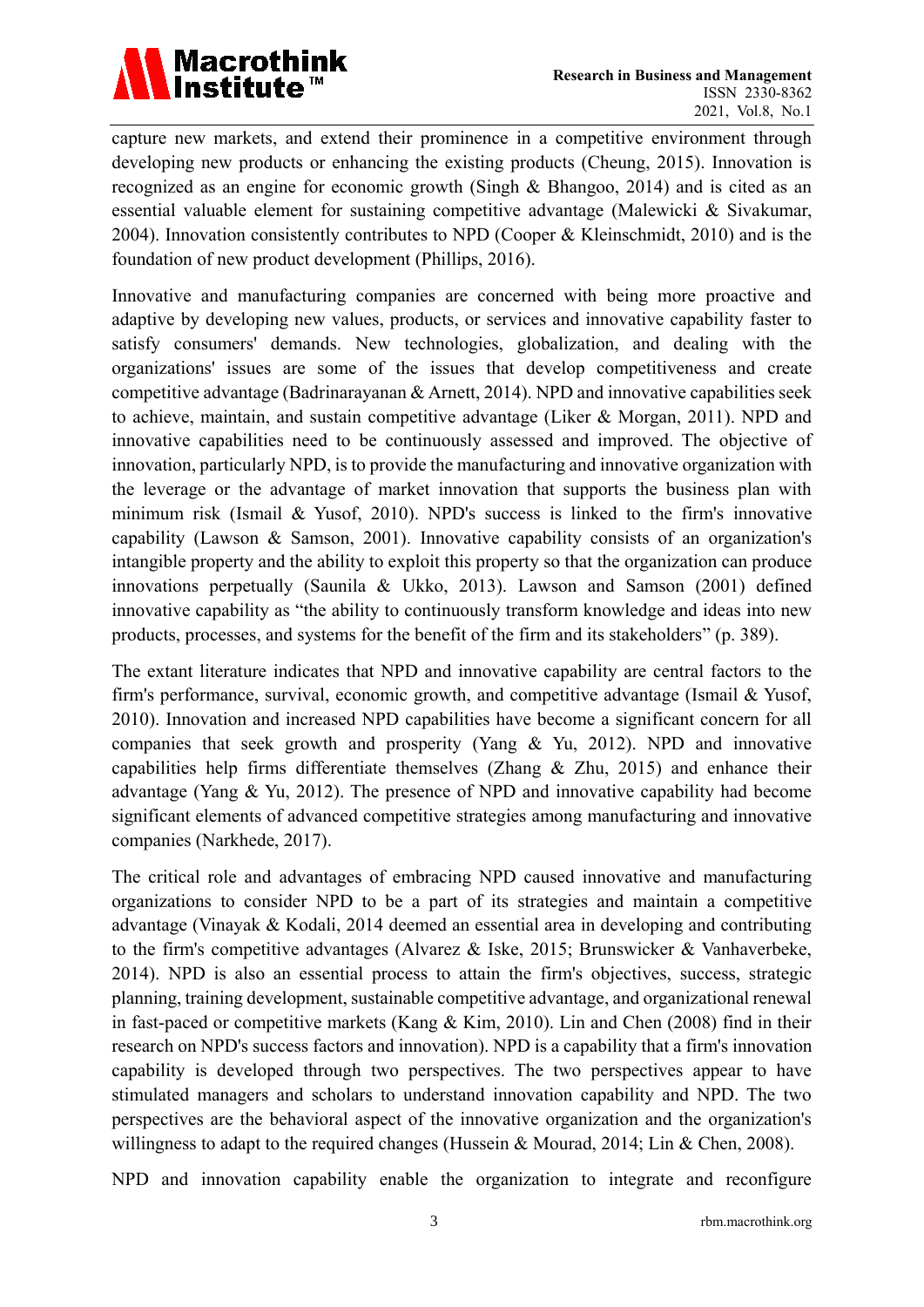capture new markets, and extend their prominence in a competitive environment through developing new products or enhancing the existing products (Cheung, 2015). Innovation is recognized as an engine for economic growth (Singh & Bhangoo, 2014) and is cited as an essential valuable element for sustaining competitive advantage (Malewicki & Sivakumar, 2004). Innovation consistently contributes to NPD (Cooper & Kleinschmidt, 2010) and is the foundation of new product development (Phillips, 2016).

Innovative and manufacturing companies are concerned with being more proactive and adaptive by developing new values, products, or services and innovative capability faster to satisfy consumers' demands. New technologies, globalization, and dealing with the organizations' issues are some of the issues that develop competitiveness and create competitive advantage (Badrinarayanan & Arnett, 2014). NPD and innovative capabilities seek to achieve, maintain, and sustain competitive advantage (Liker & Morgan, 2011). NPD and innovative capabilities need to be continuously assessed and improved. The objective of innovation, particularly NPD, is to provide the manufacturing and innovative organization with the leverage or the advantage of market innovation that supports the business plan with minimum risk (Ismail & Yusof, 2010). NPD's success is linked to the firm's innovative capability (Lawson & Samson, 2001). Innovative capability consists of an organization's intangible property and the ability to exploit this property so that the organization can produce innovations perpetually (Saunila & Ukko, 2013). Lawson and Samson (2001) defined innovative capability as "the ability to continuously transform knowledge and ideas into new products, processes, and systems for the benefit of the firm and its stakeholders" (p. 389).

The extant literature indicates that NPD and innovative capability are central factors to the firm's performance, survival, economic growth, and competitive advantage (Ismail & Yusof, 2010). Innovation and increased NPD capabilities have become a significant concern for all companies that seek growth and prosperity (Yang & Yu, 2012). NPD and innovative capabilities help firms differentiate themselves (Zhang & Zhu, 2015) and enhance their advantage (Yang & Yu, 2012). The presence of NPD and innovative capability had become significant elements of advanced competitive strategies among manufacturing and innovative companies (Narkhede, 2017).

The critical role and advantages of embracing NPD caused innovative and manufacturing organizations to consider NPD to be a part of its strategies and maintain a competitive advantage (Vinayak & Kodali, 2014 deemed an essential area in developing and contributing to the firm's competitive advantages (Alvarez & Iske, 2015; Brunswicker & Vanhaverbeke, 2014). NPD is also an essential process to attain the firm's objectives, success, strategic planning, training development, sustainable competitive advantage, and organizational renewal in fast-paced or competitive markets (Kang & Kim, 2010). Lin and Chen (2008) find in their research on NPD's success factors and innovation). NPD is a capability that a firm's innovation capability is developed through two perspectives. The two perspectives appear to have stimulated managers and scholars to understand innovation capability and NPD. The two perspectives are the behavioral aspect of the innovative organization and the organization's willingness to adapt to the required changes (Hussein & Mourad, 2014; Lin & Chen, 2008).

NPD and innovation capability enable the organization to integrate and reconfigure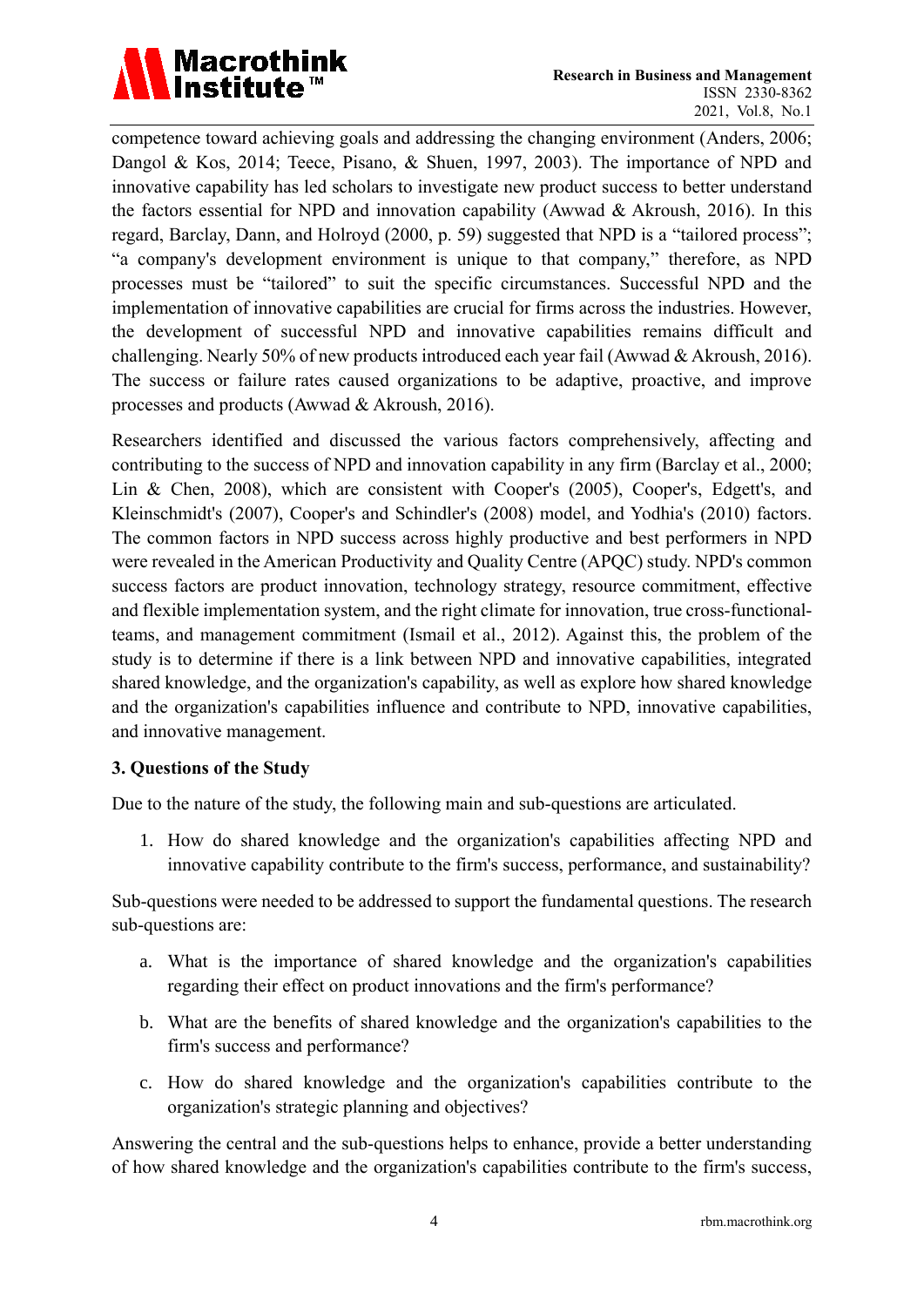competence toward achieving goals and addressing the changing environment (Anders, 2006; Dangol & Kos, 2014; Teece, Pisano, & Shuen, 1997, 2003). The importance of NPD and innovative capability has led scholars to investigate new product success to better understand the factors essential for NPD and innovation capability (Awwad & Akroush, 2016). In this regard, Barclay, Dann, and Holroyd (2000, p. 59) suggested that NPD is a "tailored process"; "a company's development environment is unique to that company," therefore, as NPD processes must be "tailored" to suit the specific circumstances. Successful NPD and the implementation of innovative capabilities are crucial for firms across the industries. However, the development of successful NPD and innovative capabilities remains difficult and challenging. Nearly 50% of new products introduced each year fail (Awwad & Akroush, 2016). The success or failure rates caused organizations to be adaptive, proactive, and improve processes and products (Awwad & Akroush, 2016).

Researchers identified and discussed the various factors comprehensively, affecting and contributing to the success of NPD and innovation capability in any firm (Barclay et al., 2000; Lin & Chen, 2008), which are consistent with Cooper's (2005), Cooper's, Edgett's, and Kleinschmidt's (2007), Cooper's and Schindler's (2008) model, and Yodhia's (2010) factors. The common factors in NPD success across highly productive and best performers in NPD were revealed in the American Productivity and Quality Centre (APQC) study. NPD's common success factors are product innovation, technology strategy, resource commitment, effective and flexible implementation system, and the right climate for innovation, true cross-functional-teams, and management commitment (Ismail et al., 2012). Against this, the problem of the study is to determine if there is a link between NPD and innovative capabilities, integrated shared knowledge, and the organization's capability, as well as explore how shared knowledge and the organization's capabilities influence and contribute to NPD, innovative capabilities, and innovative management.

## 3. Questions of the Study

Due to the nature of the study, the following main and sub-questions are articulated.

1. How do shared knowledge and the organization's capabilities affecting NPD and innovative capability contribute to the firm's success, performance, and sustainability?

Sub-questions were needed to be addressed to support the fundamental questions. The research sub-questions are:

a. What is the importance of shared knowledge and the organization's capabilities regarding their effect on product innovations and the firm's performance?

b. What are the benefits of shared knowledge and the organization's capabilities to the firm's success and performance?

c. How do shared knowledge and the organization's capabilities contribute to the organization's strategic planning and objectives?

Answering the central and the sub-questions helps to enhance, provide a better understanding of how shared knowledge and the organization's capabilities contribute to the firm's success,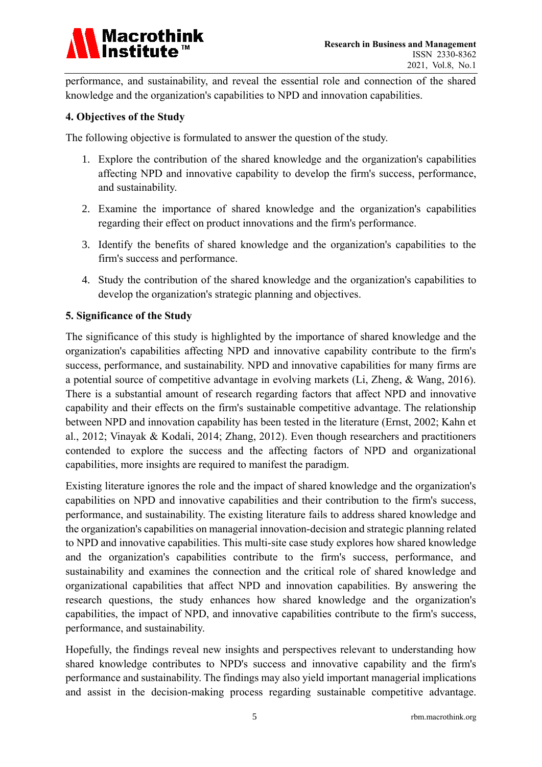performance, and sustainability, and reveal the essential role and connection of the shared knowledge and the organization's capabilities to NPD and innovation capabilities.

## 4. Objectives of the Study

The following objective is formulated to answer the question of the study.

1. Explore the contribution of the shared knowledge and the organization's capabilities affecting NPD and innovative capability to develop the firm's success, performance, and sustainability.
2. Examine the importance of shared knowledge and the organization's capabilities regarding their effect on product innovations and the firm's performance.
3. Identify the benefits of shared knowledge and the organization's capabilities to the firm's success and performance.
4. Study the contribution of the shared knowledge and the organization's capabilities to develop the organization's strategic planning and objectives.

## 5. Significance of the Study

The significance of this study is highlighted by the importance of shared knowledge and the organization's capabilities affecting NPD and innovative capability contribute to the firm's success, performance, and sustainability. NPD and innovative capabilities for many firms are a potential source of competitive advantage in evolving markets (Li, Zheng, & Wang, 2016). There is a substantial amount of research regarding factors that affect NPD and innovative capability and their effects on the firm's sustainable competitive advantage. The relationship between NPD and innovation capability has been tested in the literature (Ernst, 2002; Kahn et al., 2012; Vinayak & Kodali, 2014; Zhang, 2012). Even though researchers and practitioners contended to explore the success and the affecting factors of NPD and organizational capabilities, more insights are required to manifest the paradigm.

Existing literature ignores the role and the impact of shared knowledge and the organization's capabilities on NPD and innovative capabilities and their contribution to the firm's success, performance, and sustainability. The existing literature fails to address shared knowledge and the organization's capabilities on managerial innovation-decision and strategic planning related to NPD and innovative capabilities. This multi-site case study explores how shared knowledge and the organization's capabilities contribute to the firm's success, performance, and sustainability and examines the connection and the critical role of shared knowledge and organizational capabilities that affect NPD and innovation capabilities. By answering the research questions, the study enhances how shared knowledge and the organization's capabilities, the impact of NPD, and innovative capabilities contribute to the firm's success, performance, and sustainability.

Hopefully, the findings reveal new insights and perspectives relevant to understanding how shared knowledge contributes to NPD's success and innovative capability and the firm's performance and sustainability. The findings may also yield important managerial implications and assist in the decision-making process regarding sustainable competitive advantage.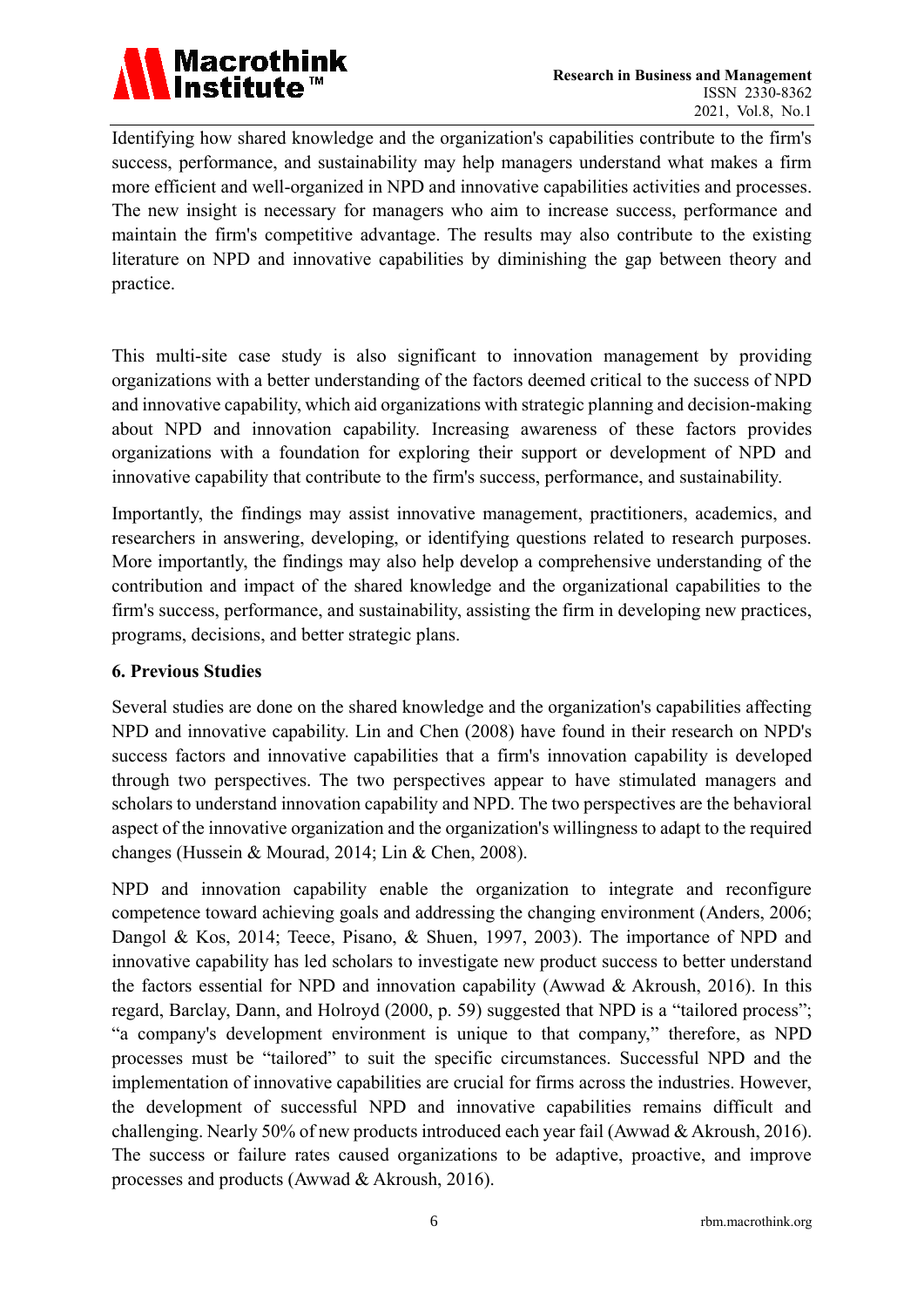Identifying how shared knowledge and the organization's capabilities contribute to the firm's success, performance, and sustainability may help managers understand what makes a firm more efficient and well-organized in NPD and innovative capabilities activities and processes. The new insight is necessary for managers who aim to increase success, performance and maintain the firm's competitive advantage. The results may also contribute to the existing literature on NPD and innovative capabilities by diminishing the gap between theory and practice.

This multi-site case study is also significant to innovation management by providing organizations with a better understanding of the factors deemed critical to the success of NPD and innovative capability, which aid organizations with strategic planning and decision-making about NPD and innovation capability. Increasing awareness of these factors provides organizations with a foundation for exploring their support or development of NPD and innovative capability that contribute to the firm's success, performance, and sustainability.

Importantly, the findings may assist innovative management, practitioners, academics, and researchers in answering, developing, or identifying questions related to research purposes. More importantly, the findings may also help develop a comprehensive understanding of the contribution and impact of the shared knowledge and the organizational capabilities to the firm's success, performance, and sustainability, assisting the firm in developing new practices, programs, decisions, and better strategic plans.

## 6. Previous Studies

Several studies are done on the shared knowledge and the organization's capabilities affecting NPD and innovative capability. Lin and Chen (2008) have found in their research on NPD's success factors and innovative capabilities that a firm's innovation capability is developed through two perspectives. The two perspectives appear to have stimulated managers and scholars to understand innovation capability and NPD. The two perspectives are the behavioral aspect of the innovative organization and the organization's willingness to adapt to the required changes (Hussein & Mourad, 2014; Lin & Chen, 2008).

NPD and innovation capability enable the organization to integrate and reconfigure competence toward achieving goals and addressing the changing environment (Anders, 2006; Dangol & Kos, 2014; Teece, Pisano, & Shuen, 1997, 2003). The importance of NPD and innovative capability has led scholars to investigate new product success to better understand the factors essential for NPD and innovation capability (Awwad & Akroush, 2016). In this regard, Barclay, Dann, and Holroyd (2000, p. 59) suggested that NPD is a "tailored process"; "a company's development environment is unique to that company," therefore, as NPD processes must be "tailored" to suit the specific circumstances. Successful NPD and the implementation of innovative capabilities are crucial for firms across the industries. However, the development of successful NPD and innovative capabilities remains difficult and challenging. Nearly 50% of new products introduced each year fail (Awwad & Akroush, 2016). The success or failure rates caused organizations to be adaptive, proactive, and improve processes and products (Awwad & Akroush, 2016).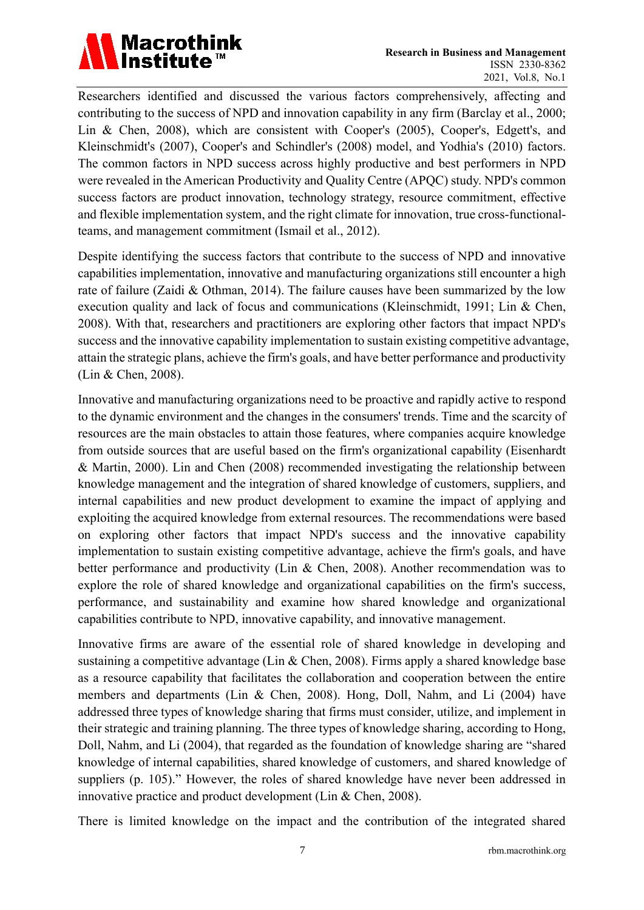Researchers identified and discussed the various factors comprehensively, affecting and contributing to the success of NPD and innovation capability in any firm (Barclay et al., 2000; Lin & Chen, 2008), which are consistent with Cooper's (2005), Cooper's, Edgett's, and Kleinschmidt's (2007), Cooper's and Schindler's (2008) model, and Yodhia's (2010) factors. The common factors in NPD success across highly productive and best performers in NPD were revealed in the American Productivity and Quality Centre (APQC) study. NPD's common success factors are product innovation, technology strategy, resource commitment, effective and flexible implementation system, and the right climate for innovation, true cross-functional-teams, and management commitment (Ismail et al., 2012).

Despite identifying the success factors that contribute to the success of NPD and innovative capabilities implementation, innovative and manufacturing organizations still encounter a high rate of failure (Zaidi & Othman, 2014). The failure causes have been summarized by the low execution quality and lack of focus and communications (Kleinschmidt, 1991; Lin & Chen, 2008). With that, researchers and practitioners are exploring other factors that impact NPD's success and the innovative capability implementation to sustain existing competitive advantage, attain the strategic plans, achieve the firm's goals, and have better performance and productivity (Lin & Chen, 2008).

Innovative and manufacturing organizations need to be proactive and rapidly active to respond to the dynamic environment and the changes in the consumers' trends. Time and the scarcity of resources are the main obstacles to attain those features, where companies acquire knowledge from outside sources that are useful based on the firm's organizational capability (Eisenhardt & Martin, 2000). Lin and Chen (2008) recommended investigating the relationship between knowledge management and the integration of shared knowledge of customers, suppliers, and internal capabilities and new product development to examine the impact of applying and exploiting the acquired knowledge from external resources. The recommendations were based on exploring other factors that impact NPD's success and the innovative capability implementation to sustain existing competitive advantage, achieve the firm's goals, and have better performance and productivity (Lin & Chen, 2008). Another recommendation was to explore the role of shared knowledge and organizational capabilities on the firm's success, performance, and sustainability and examine how shared knowledge and organizational capabilities contribute to NPD, innovative capability, and innovative management.

Innovative firms are aware of the essential role of shared knowledge in developing and sustaining a competitive advantage (Lin & Chen, 2008). Firms apply a shared knowledge base as a resource capability that facilitates the collaboration and cooperation between the entire members and departments (Lin & Chen, 2008). Hong, Doll, Nahm, and Li (2004) have addressed three types of knowledge sharing that firms must consider, utilize, and implement in their strategic and training planning. The three types of knowledge sharing, according to Hong, Doll, Nahm, and Li (2004), that regarded as the foundation of knowledge sharing are "shared knowledge of internal capabilities, shared knowledge of customers, and shared knowledge of suppliers (p. 105)." However, the roles of shared knowledge have never been addressed in innovative practice and product development (Lin & Chen, 2008).

There is limited knowledge on the impact and the contribution of the integrated shared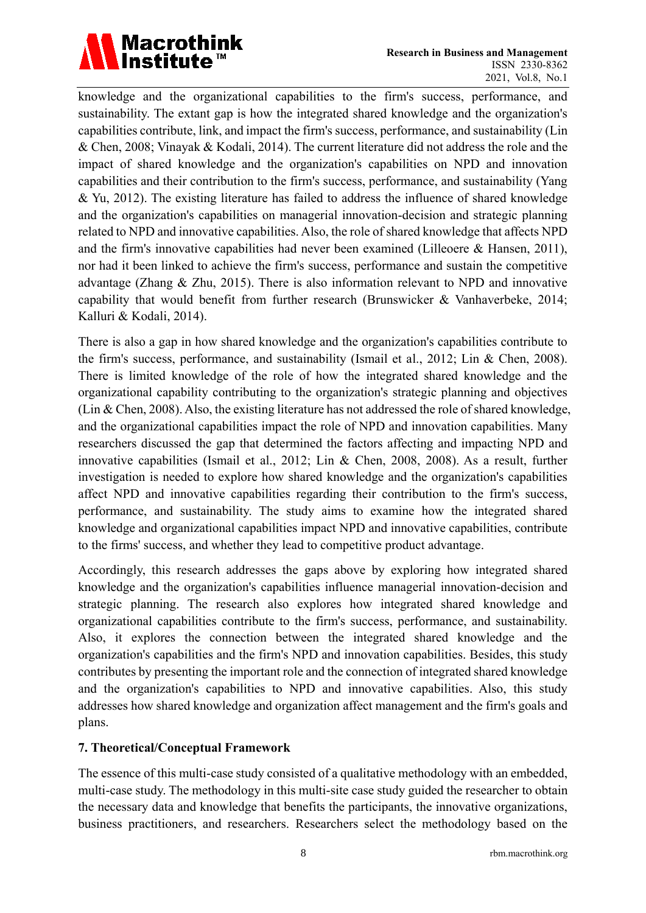knowledge and the organizational capabilities to the firm's success, performance, and sustainability. The extant gap is how the integrated shared knowledge and the organization's capabilities contribute, link, and impact the firm's success, performance, and sustainability (Lin & Chen, 2008; Vinayak & Kodali, 2014). The current literature did not address the role and the impact of shared knowledge and the organization's capabilities on NPD and innovation capabilities and their contribution to the firm's success, performance, and sustainability (Yang & Yu, 2012). The existing literature has failed to address the influence of shared knowledge and the organization's capabilities on managerial innovation-decision and strategic planning related to NPD and innovative capabilities. Also, the role of shared knowledge that affects NPD and the firm's innovative capabilities had never been examined (Lilleoere & Hansen, 2011), nor had it been linked to achieve the firm's success, performance and sustain the competitive advantage (Zhang & Zhu, 2015). There is also information relevant to NPD and innovative capability that would benefit from further research (Brunswicker & Vanhaverbeke, 2014; Kalluri & Kodali, 2014).

There is also a gap in how shared knowledge and the organization's capabilities contribute to the firm's success, performance, and sustainability (Ismail et al., 2012; Lin & Chen, 2008). There is limited knowledge of the role of how the integrated shared knowledge and the organizational capability contributing to the organization's strategic planning and objectives (Lin & Chen, 2008). Also, the existing literature has not addressed the role of shared knowledge, and the organizational capabilities impact the role of NPD and innovation capabilities. Many researchers discussed the gap that determined the factors affecting and impacting NPD and innovative capabilities (Ismail et al., 2012; Lin & Chen, 2008, 2008). As a result, further investigation is needed to explore how shared knowledge and the organization's capabilities affect NPD and innovative capabilities regarding their contribution to the firm's success, performance, and sustainability. The study aims to examine how the integrated shared knowledge and organizational capabilities impact NPD and innovative capabilities, contribute to the firms' success, and whether they lead to competitive product advantage.

Accordingly, this research addresses the gaps above by exploring how integrated shared knowledge and the organization's capabilities influence managerial innovation-decision and strategic planning. The research also explores how integrated shared knowledge and organizational capabilities contribute to the firm's success, performance, and sustainability. Also, it explores the connection between the integrated shared knowledge and the organization's capabilities and the firm's NPD and innovation capabilities. Besides, this study contributes by presenting the important role and the connection of integrated shared knowledge and the organization's capabilities to NPD and innovative capabilities. Also, this study addresses how shared knowledge and organization affect management and the firm's goals and plans.

## 7. Theoretical/Conceptual Framework

The essence of this multi-case study consisted of a qualitative methodology with an embedded, multi-case study. The methodology in this multi-site case study guided the researcher to obtain the necessary data and knowledge that benefits the participants, the innovative organizations, business practitioners, and researchers. Researchers select the methodology based on the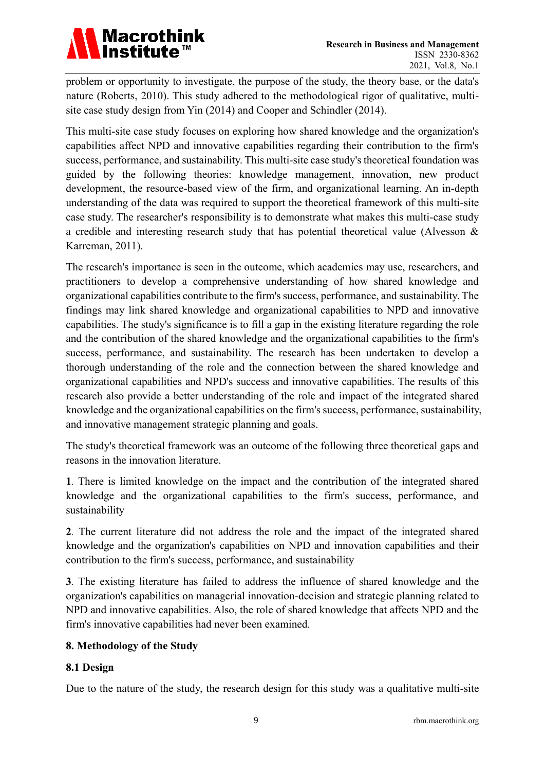problem or opportunity to investigate, the purpose of the study, the theory base, or the data's nature (Roberts, 2010). This study adhered to the methodological rigor of qualitative, multi-site case study design from Yin (2014) and Cooper and Schindler (2014).

This multi-site case study focuses on exploring how shared knowledge and the organization's capabilities affect NPD and innovative capabilities regarding their contribution to the firm's success, performance, and sustainability. This multi-site case study's theoretical foundation was guided by the following theories: knowledge management, innovation, new product development, the resource-based view of the firm, and organizational learning. An in-depth understanding of the data was required to support the theoretical framework of this multi-site case study. The researcher's responsibility is to demonstrate what makes this multi-case study a credible and interesting research study that has potential theoretical value (Alvesson & Karreman, 2011).

The research's importance is seen in the outcome, which academics may use, researchers, and practitioners to develop a comprehensive understanding of how shared knowledge and organizational capabilities contribute to the firm's success, performance, and sustainability. The findings may link shared knowledge and organizational capabilities to NPD and innovative capabilities. The study's significance is to fill a gap in the existing literature regarding the role and the contribution of the shared knowledge and the organizational capabilities to the firm's success, performance, and sustainability. The research has been undertaken to develop a thorough understanding of the role and the connection between the shared knowledge and organizational capabilities and NPD's success and innovative capabilities. The results of this research also provide a better understanding of the role and impact of the integrated shared knowledge and the organizational capabilities on the firm's success, performance, sustainability, and innovative management strategic planning and goals.

The study's theoretical framework was an outcome of the following three theoretical gaps and reasons in the innovation literature.

**1**. There is limited knowledge on the impact and the contribution of the integrated shared knowledge and the organizational capabilities to the firm's success, performance, and sustainability

**2**. The current literature did not address the role and the impact of the integrated shared knowledge and the organization's capabilities on NPD and innovation capabilities and their contribution to the firm's success, performance, and sustainability

**3**. The existing literature has failed to address the influence of shared knowledge and the organization's capabilities on managerial innovation-decision and strategic planning related to NPD and innovative capabilities. Also, the role of shared knowledge that affects NPD and the firm's innovative capabilities had never been examined.

## 8. Methodology of the Study

### 8.1 Design

Due to the nature of the study, the research design for this study was a qualitative multi-site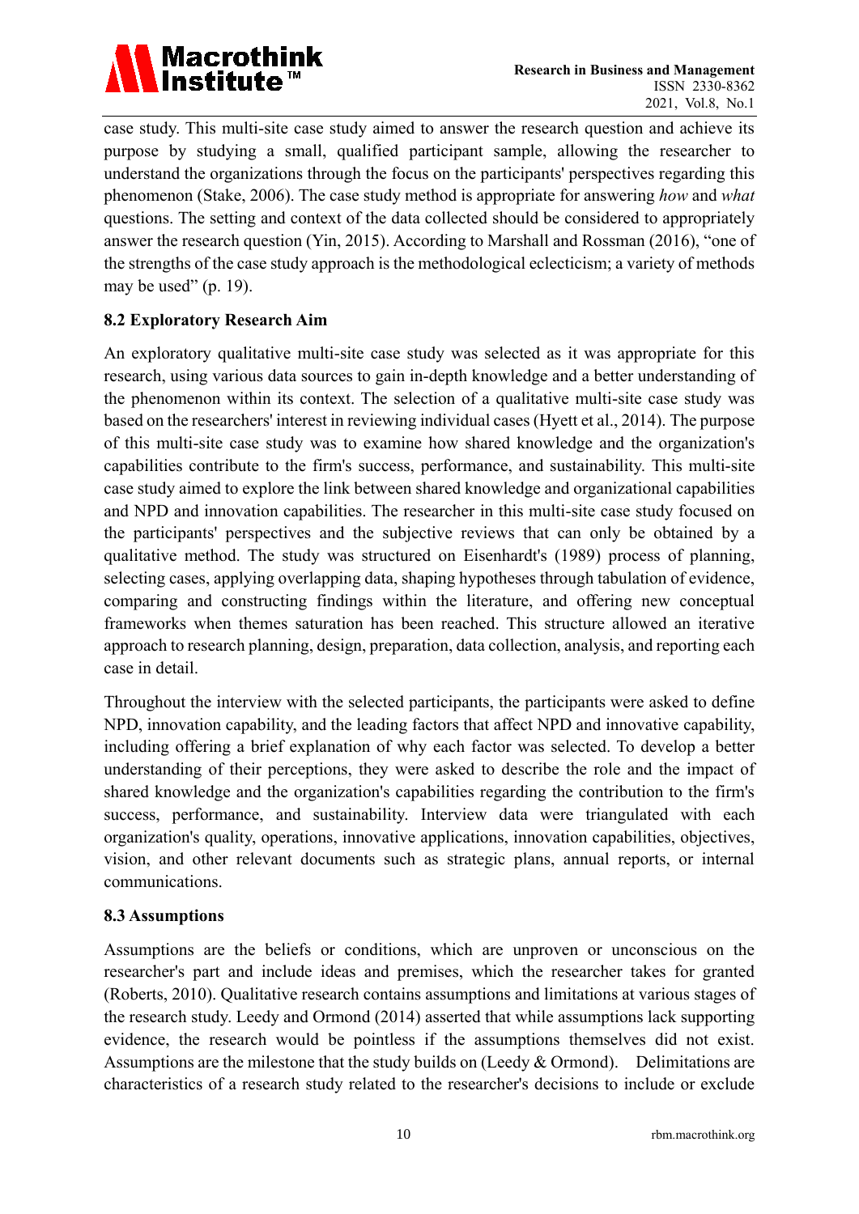case study. This multi-site case study aimed to answer the research question and achieve its purpose by studying a small, qualified participant sample, allowing the researcher to understand the organizations through the focus on the participants' perspectives regarding this phenomenon (Stake, 2006). The case study method is appropriate for answering *how* and *what* questions. The setting and context of the data collected should be considered to appropriately answer the research question (Yin, 2015). According to Marshall and Rossman (2016), "one of the strengths of the case study approach is the methodological eclecticism; a variety of methods may be used" (p. 19).

### 8.2 Exploratory Research Aim

An exploratory qualitative multi-site case study was selected as it was appropriate for this research, using various data sources to gain in-depth knowledge and a better understanding of the phenomenon within its context. The selection of a qualitative multi-site case study was based on the researchers' interest in reviewing individual cases (Hyett et al., 2014). The purpose of this multi-site case study was to examine how shared knowledge and the organization's capabilities contribute to the firm's success, performance, and sustainability. This multi-site case study aimed to explore the link between shared knowledge and organizational capabilities and NPD and innovation capabilities. The researcher in this multi-site case study focused on the participants' perspectives and the subjective reviews that can only be obtained by a qualitative method. The study was structured on Eisenhardt's (1989) process of planning, selecting cases, applying overlapping data, shaping hypotheses through tabulation of evidence, comparing and constructing findings within the literature, and offering new conceptual frameworks when themes saturation has been reached. This structure allowed an iterative approach to research planning, design, preparation, data collection, analysis, and reporting each case in detail.

Throughout the interview with the selected participants, the participants were asked to define NPD, innovation capability, and the leading factors that affect NPD and innovative capability, including offering a brief explanation of why each factor was selected. To develop a better understanding of their perceptions, they were asked to describe the role and the impact of shared knowledge and the organization's capabilities regarding the contribution to the firm's success, performance, and sustainability. Interview data were triangulated with each organization's quality, operations, innovative applications, innovation capabilities, objectives, vision, and other relevant documents such as strategic plans, annual reports, or internal communications.

### 8.3 Assumptions

Assumptions are the beliefs or conditions, which are unproven or unconscious on the researcher's part and include ideas and premises, which the researcher takes for granted (Roberts, 2010). Qualitative research contains assumptions and limitations at various stages of the research study. Leedy and Ormond (2014) asserted that while assumptions lack supporting evidence, the research would be pointless if the assumptions themselves did not exist. Assumptions are the milestone that the study builds on (Leedy & Ormond). Delimitations are characteristics of a research study related to the researcher's decisions to include or exclude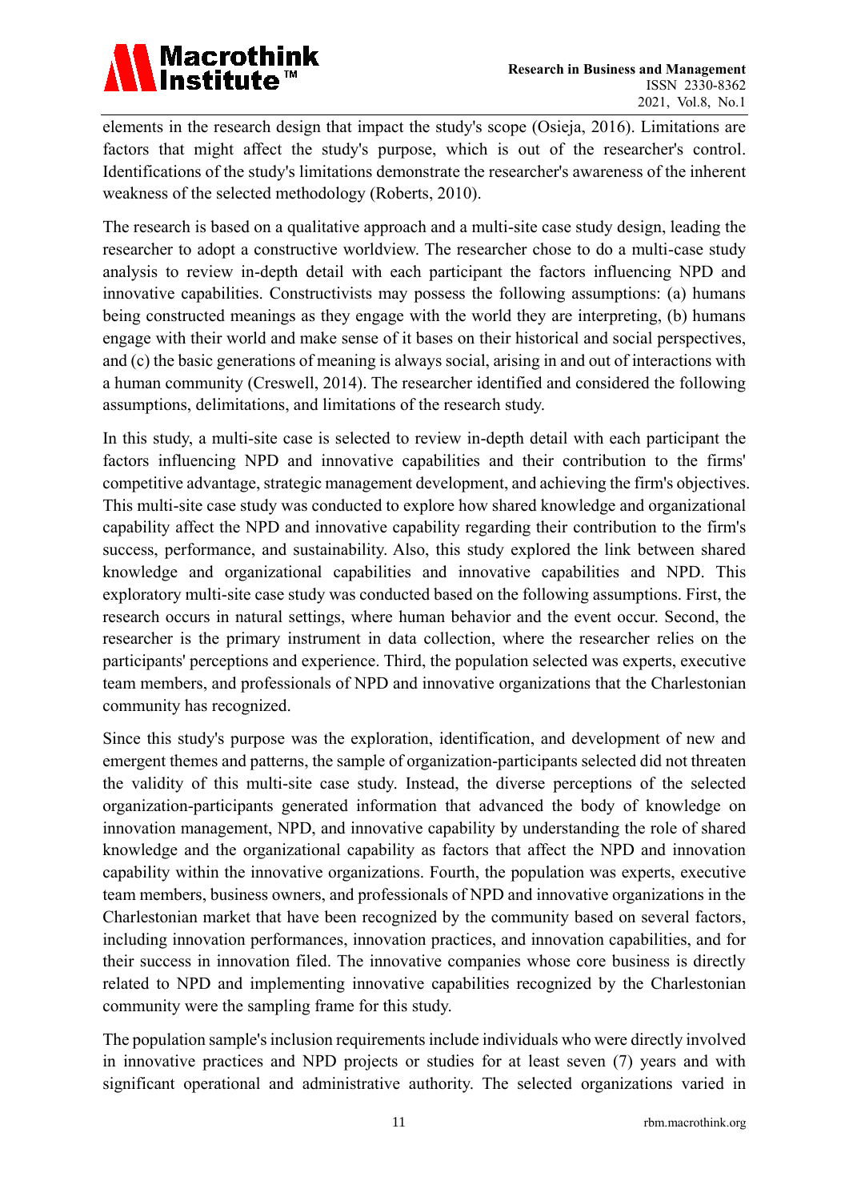elements in the research design that impact the study's scope (Osieja, 2016). Limitations are factors that might affect the study's purpose, which is out of the researcher's control. Identifications of the study's limitations demonstrate the researcher's awareness of the inherent weakness of the selected methodology (Roberts, 2010).

The research is based on a qualitative approach and a multi-site case study design, leading the researcher to adopt a constructive worldview. The researcher chose to do a multi-case study analysis to review in-depth detail with each participant the factors influencing NPD and innovative capabilities. Constructivists may possess the following assumptions: (a) humans being constructed meanings as they engage with the world they are interpreting, (b) humans engage with their world and make sense of it bases on their historical and social perspectives, and (c) the basic generations of meaning is always social, arising in and out of interactions with a human community (Creswell, 2014). The researcher identified and considered the following assumptions, delimitations, and limitations of the research study.

In this study, a multi-site case is selected to review in-depth detail with each participant the factors influencing NPD and innovative capabilities and their contribution to the firms' competitive advantage, strategic management development, and achieving the firm's objectives. This multi-site case study was conducted to explore how shared knowledge and organizational capability affect the NPD and innovative capability regarding their contribution to the firm's success, performance, and sustainability. Also, this study explored the link between shared knowledge and organizational capabilities and innovative capabilities and NPD. This exploratory multi-site case study was conducted based on the following assumptions. First, the research occurs in natural settings, where human behavior and the event occur. Second, the researcher is the primary instrument in data collection, where the researcher relies on the participants' perceptions and experience. Third, the population selected was experts, executive team members, and professionals of NPD and innovative organizations that the Charlestonian community has recognized.

Since this study's purpose was the exploration, identification, and development of new and emergent themes and patterns, the sample of organization-participants selected did not threaten the validity of this multi-site case study. Instead, the diverse perceptions of the selected organization-participants generated information that advanced the body of knowledge on innovation management, NPD, and innovative capability by understanding the role of shared knowledge and the organizational capability as factors that affect the NPD and innovation capability within the innovative organizations. Fourth, the population was experts, executive team members, business owners, and professionals of NPD and innovative organizations in the Charlestonian market that have been recognized by the community based on several factors, including innovation performances, innovation practices, and innovation capabilities, and for their success in innovation filed. The innovative companies whose core business is directly related to NPD and implementing innovative capabilities recognized by the Charlestonian community were the sampling frame for this study.

The population sample's inclusion requirements include individuals who were directly involved in innovative practices and NPD projects or studies for at least seven (7) years and with significant operational and administrative authority. The selected organizations varied in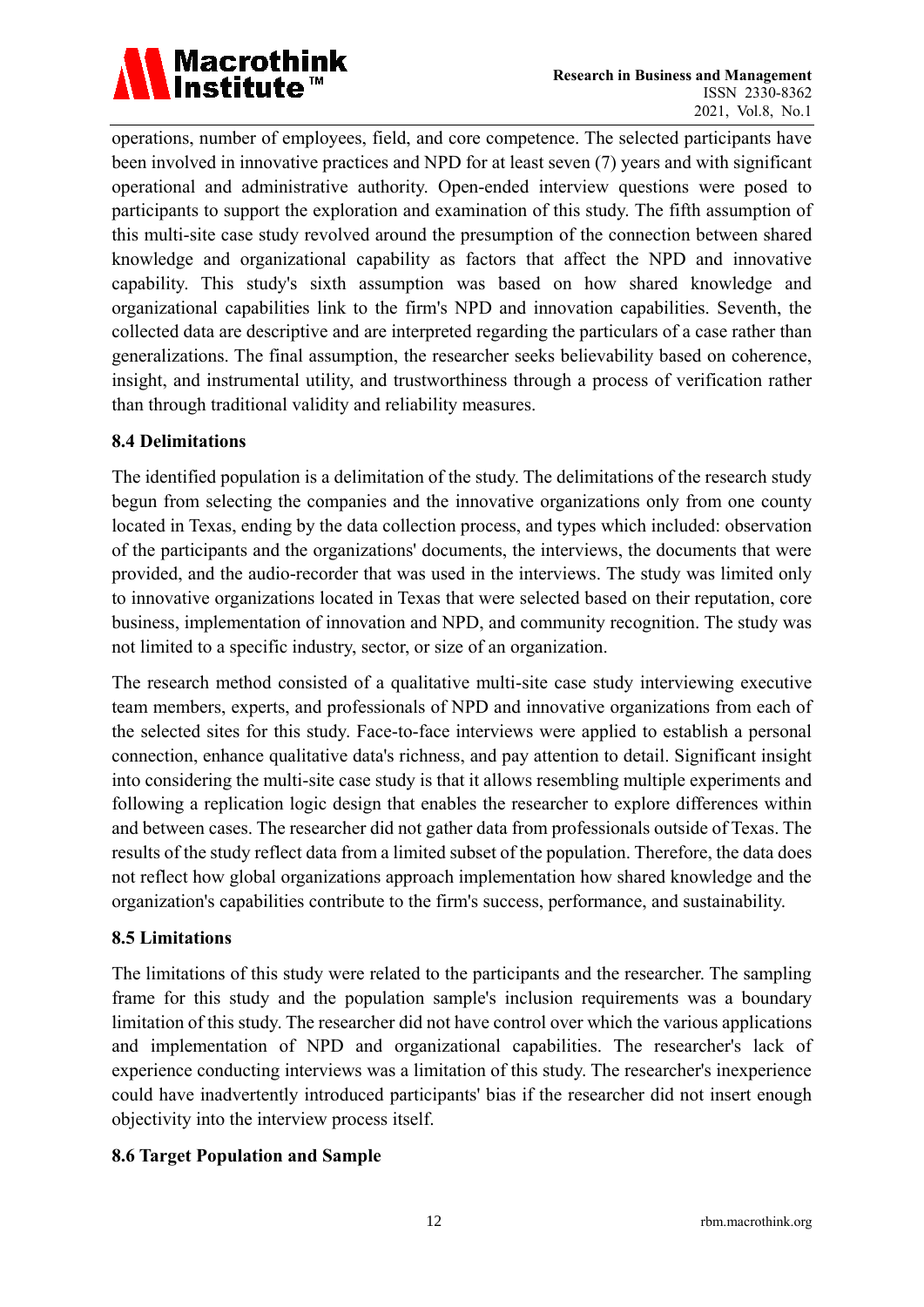operations, number of employees, field, and core competence. The selected participants have been involved in innovative practices and NPD for at least seven (7) years and with significant operational and administrative authority. Open-ended interview questions were posed to participants to support the exploration and examination of this study. The fifth assumption of this multi-site case study revolved around the presumption of the connection between shared knowledge and organizational capability as factors that affect the NPD and innovative capability. This study's sixth assumption was based on how shared knowledge and organizational capabilities link to the firm's NPD and innovation capabilities. Seventh, the collected data are descriptive and are interpreted regarding the particulars of a case rather than generalizations. The final assumption, the researcher seeks believability based on coherence, insight, and instrumental utility, and trustworthiness through a process of verification rather than through traditional validity and reliability measures.

### 8.4 Delimitations

The identified population is a delimitation of the study. The delimitations of the research study begun from selecting the companies and the innovative organizations only from one county located in Texas, ending by the data collection process, and types which included: observation of the participants and the organizations' documents, the interviews, the documents that were provided, and the audio-recorder that was used in the interviews. The study was limited only to innovative organizations located in Texas that were selected based on their reputation, core business, implementation of innovation and NPD, and community recognition. The study was not limited to a specific industry, sector, or size of an organization.

The research method consisted of a qualitative multi-site case study interviewing executive team members, experts, and professionals of NPD and innovative organizations from each of the selected sites for this study. Face-to-face interviews were applied to establish a personal connection, enhance qualitative data's richness, and pay attention to detail. Significant insight into considering the multi-site case study is that it allows resembling multiple experiments and following a replication logic design that enables the researcher to explore differences within and between cases. The researcher did not gather data from professionals outside of Texas. The results of the study reflect data from a limited subset of the population. Therefore, the data does not reflect how global organizations approach implementation how shared knowledge and the organization's capabilities contribute to the firm's success, performance, and sustainability.

### 8.5 Limitations

The limitations of this study were related to the participants and the researcher. The sampling frame for this study and the population sample's inclusion requirements was a boundary limitation of this study. The researcher did not have control over which the various applications and implementation of NPD and organizational capabilities. The researcher's lack of experience conducting interviews was a limitation of this study. The researcher's inexperience could have inadvertently introduced participants' bias if the researcher did not insert enough objectivity into the interview process itself.

### 8.6 Target Population and Sample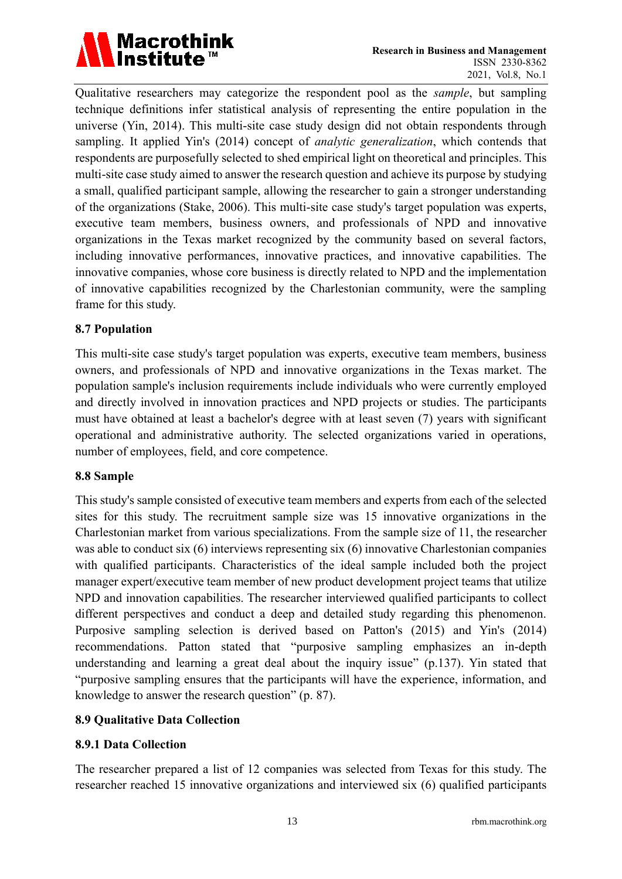Qualitative researchers may categorize the respondent pool as the *sample*, but sampling technique definitions infer statistical analysis of representing the entire population in the universe (Yin, 2014). This multi-site case study design did not obtain respondents through sampling. It applied Yin's (2014) concept of *analytic generalization*, which contends that respondents are purposefully selected to shed empirical light on theoretical and principles. This multi-site case study aimed to answer the research question and achieve its purpose by studying a small, qualified participant sample, allowing the researcher to gain a stronger understanding of the organizations (Stake, 2006). This multi-site case study's target population was experts, executive team members, business owners, and professionals of NPD and innovative organizations in the Texas market recognized by the community based on several factors, including innovative performances, innovative practices, and innovative capabilities. The innovative companies, whose core business is directly related to NPD and the implementation of innovative capabilities recognized by the Charlestonian community, were the sampling frame for this study.

### 8.7 Population

This multi-site case study's target population was experts, executive team members, business owners, and professionals of NPD and innovative organizations in the Texas market. The population sample's inclusion requirements include individuals who were currently employed and directly involved in innovation practices and NPD projects or studies. The participants must have obtained at least a bachelor's degree with at least seven (7) years with significant operational and administrative authority. The selected organizations varied in operations, number of employees, field, and core competence.

### 8.8 Sample

This study's sample consisted of executive team members and experts from each of the selected sites for this study. The recruitment sample size was 15 innovative organizations in the Charlestonian market from various specializations. From the sample size of 11, the researcher was able to conduct six (6) interviews representing six (6) innovative Charlestonian companies with qualified participants. Characteristics of the ideal sample included both the project manager expert/executive team member of new product development project teams that utilize NPD and innovation capabilities. The researcher interviewed qualified participants to collect different perspectives and conduct a deep and detailed study regarding this phenomenon. Purposive sampling selection is derived based on Patton's (2015) and Yin's (2014) recommendations. Patton stated that "purposive sampling emphasizes an in-depth understanding and learning a great deal about the inquiry issue" (p.137). Yin stated that "purposive sampling ensures that the participants will have the experience, information, and knowledge to answer the research question" (p. 87).

### 8.9 Qualitative Data Collection

#### 8.9.1 Data Collection

The researcher prepared a list of 12 companies was selected from Texas for this study. The researcher reached 15 innovative organizations and interviewed six (6) qualified participants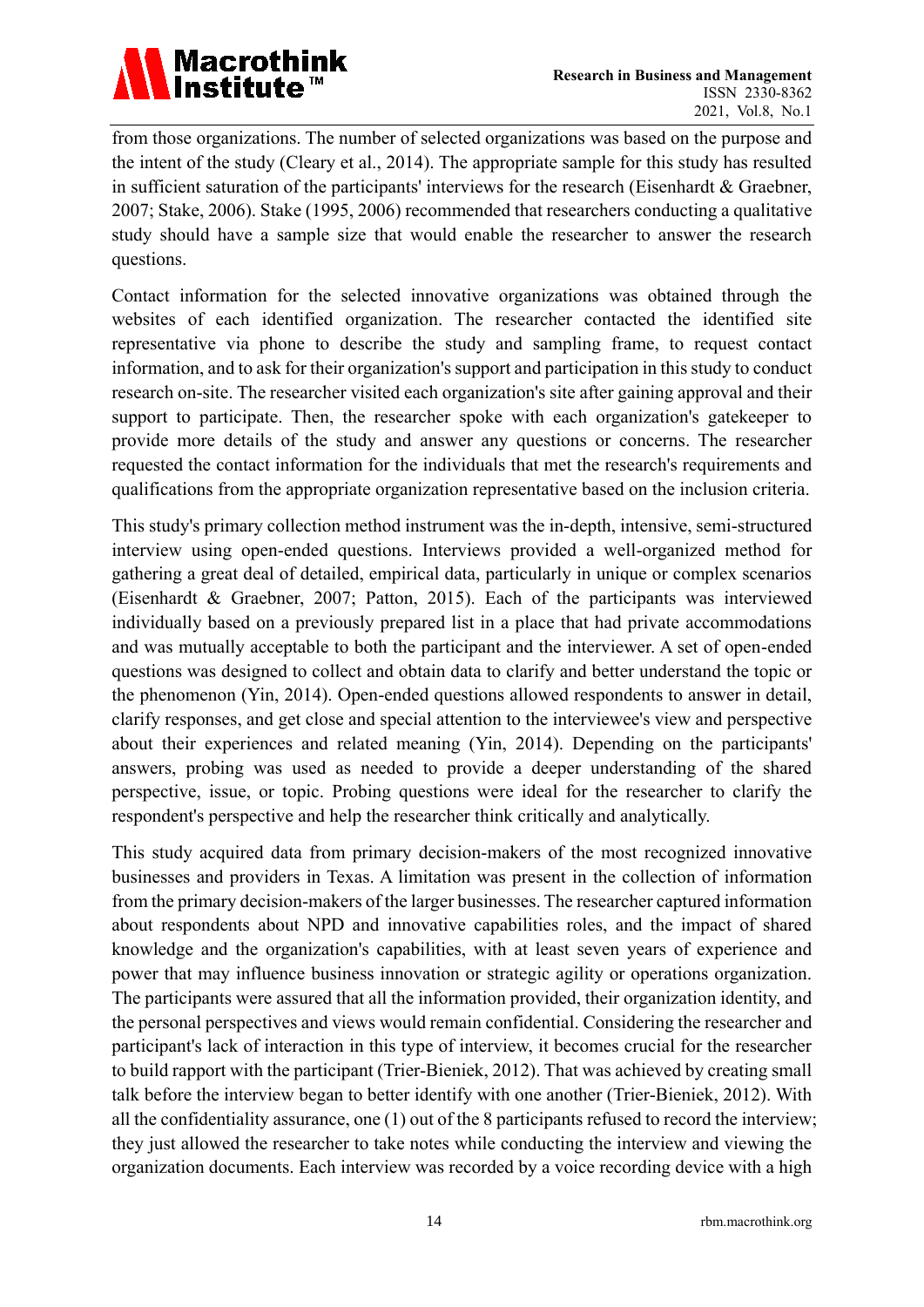from those organizations. The number of selected organizations was based on the purpose and the intent of the study (Cleary et al., 2014). The appropriate sample for this study has resulted in sufficient saturation of the participants' interviews for the research (Eisenhardt & Graebner, 2007; Stake, 2006). Stake (1995, 2006) recommended that researchers conducting a qualitative study should have a sample size that would enable the researcher to answer the research questions.

Contact information for the selected innovative organizations was obtained through the websites of each identified organization. The researcher contacted the identified site representative via phone to describe the study and sampling frame, to request contact information, and to ask for their organization's support and participation in this study to conduct research on-site. The researcher visited each organization's site after gaining approval and their support to participate. Then, the researcher spoke with each organization's gatekeeper to provide more details of the study and answer any questions or concerns. The researcher requested the contact information for the individuals that met the research's requirements and qualifications from the appropriate organization representative based on the inclusion criteria.

This study's primary collection method instrument was the in-depth, intensive, semi-structured interview using open-ended questions. Interviews provided a well-organized method for gathering a great deal of detailed, empirical data, particularly in unique or complex scenarios (Eisenhardt & Graebner, 2007; Patton, 2015). Each of the participants was interviewed individually based on a previously prepared list in a place that had private accommodations and was mutually acceptable to both the participant and the interviewer. A set of open-ended questions was designed to collect and obtain data to clarify and better understand the topic or the phenomenon (Yin, 2014). Open-ended questions allowed respondents to answer in detail, clarify responses, and get close and special attention to the interviewee's view and perspective about their experiences and related meaning (Yin, 2014). Depending on the participants' answers, probing was used as needed to provide a deeper understanding of the shared perspective, issue, or topic. Probing questions were ideal for the researcher to clarify the respondent's perspective and help the researcher think critically and analytically.

This study acquired data from primary decision-makers of the most recognized innovative businesses and providers in Texas. A limitation was present in the collection of information from the primary decision-makers of the larger businesses. The researcher captured information about respondents about NPD and innovative capabilities roles, and the impact of shared knowledge and the organization's capabilities, with at least seven years of experience and power that may influence business innovation or strategic agility or operations organization. The participants were assured that all the information provided, their organization identity, and the personal perspectives and views would remain confidential. Considering the researcher and participant's lack of interaction in this type of interview, it becomes crucial for the researcher to build rapport with the participant (Trier-Bieniek, 2012). That was achieved by creating small talk before the interview began to better identify with one another (Trier-Bieniek, 2012). With all the confidentiality assurance, one (1) out of the 8 participants refused to record the interview; they just allowed the researcher to take notes while conducting the interview and viewing the organization documents. Each interview was recorded by a voice recording device with a high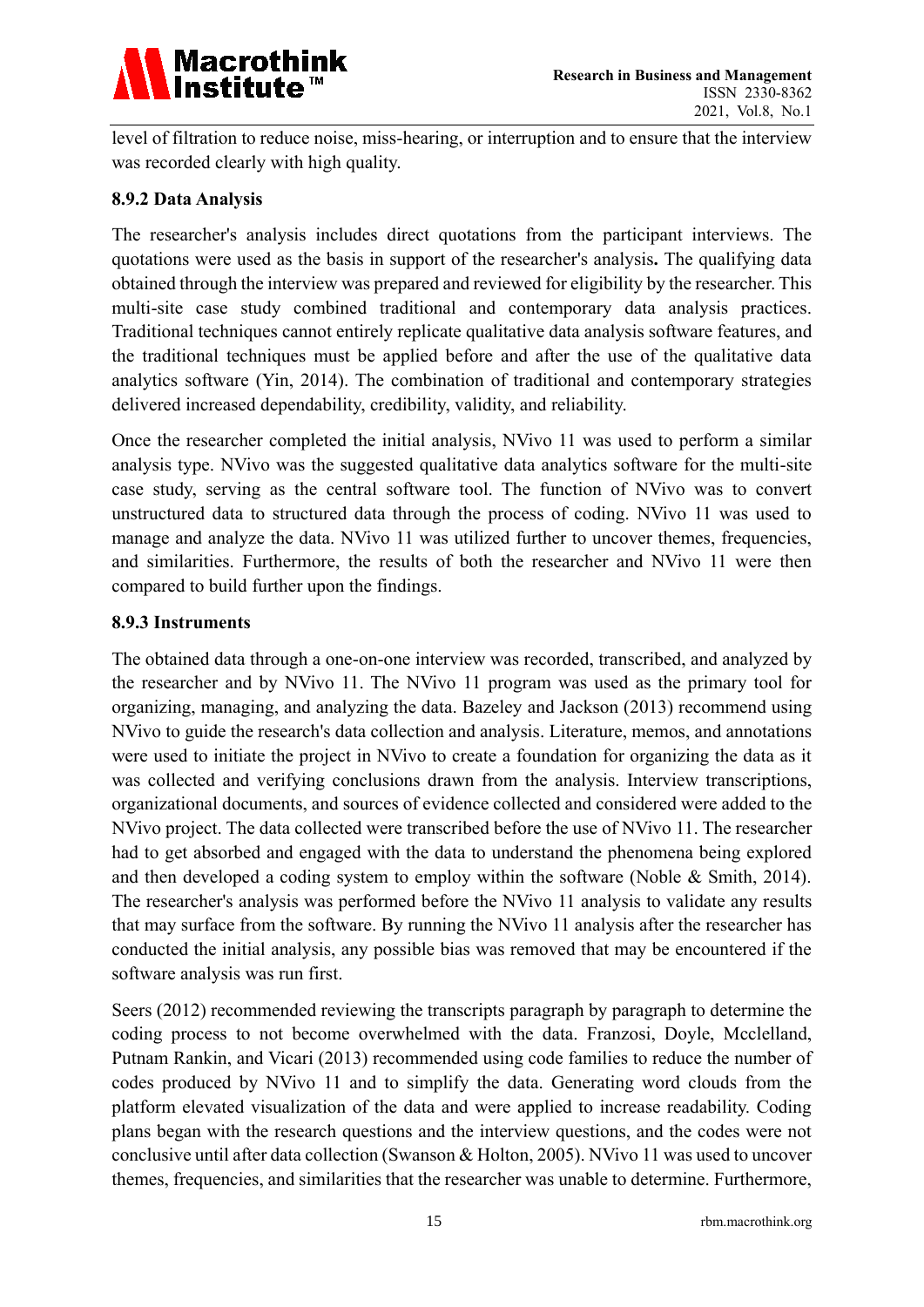level of filtration to reduce noise, miss-hearing, or interruption and to ensure that the interview was recorded clearly with high quality.

### 8.9.2 Data Analysis

The researcher's analysis includes direct quotations from the participant interviews. The quotations were used as the basis in support of the researcher's analysis**.** The qualifying data obtained through the interview was prepared and reviewed for eligibility by the researcher. This multi-site case study combined traditional and contemporary data analysis practices. Traditional techniques cannot entirely replicate qualitative data analysis software features, and the traditional techniques must be applied before and after the use of the qualitative data analytics software (Yin, 2014). The combination of traditional and contemporary strategies delivered increased dependability, credibility, validity, and reliability.

Once the researcher completed the initial analysis, NVivo 11 was used to perform a similar analysis type. NVivo was the suggested qualitative data analytics software for the multi-site case study, serving as the central software tool. The function of NVivo was to convert unstructured data to structured data through the process of coding. NVivo 11 was used to manage and analyze the data. NVivo 11 was utilized further to uncover themes, frequencies, and similarities. Furthermore, the results of both the researcher and NVivo 11 were then compared to build further upon the findings.

### 8.9.3 Instruments

The obtained data through a one-on-one interview was recorded, transcribed, and analyzed by the researcher and by NVivo 11. The NVivo 11 program was used as the primary tool for organizing, managing, and analyzing the data. Bazeley and Jackson (2013) recommend using NVivo to guide the research's data collection and analysis. Literature, memos, and annotations were used to initiate the project in NVivo to create a foundation for organizing the data as it was collected and verifying conclusions drawn from the analysis. Interview transcriptions, organizational documents, and sources of evidence collected and considered were added to the NVivo project. The data collected were transcribed before the use of NVivo 11. The researcher had to get absorbed and engaged with the data to understand the phenomena being explored and then developed a coding system to employ within the software (Noble & Smith, 2014). The researcher's analysis was performed before the NVivo 11 analysis to validate any results that may surface from the software. By running the NVivo 11 analysis after the researcher has conducted the initial analysis, any possible bias was removed that may be encountered if the software analysis was run first.

Seers (2012) recommended reviewing the transcripts paragraph by paragraph to determine the coding process to not become overwhelmed with the data. Franzosi, Doyle, Mcclelland, Putnam Rankin, and Vicari (2013) recommended using code families to reduce the number of codes produced by NVivo 11 and to simplify the data. Generating word clouds from the platform elevated visualization of the data and were applied to increase readability. Coding plans began with the research questions and the interview questions, and the codes were not conclusive until after data collection (Swanson & Holton, 2005). NVivo 11 was used to uncover themes, frequencies, and similarities that the researcher was unable to determine. Furthermore,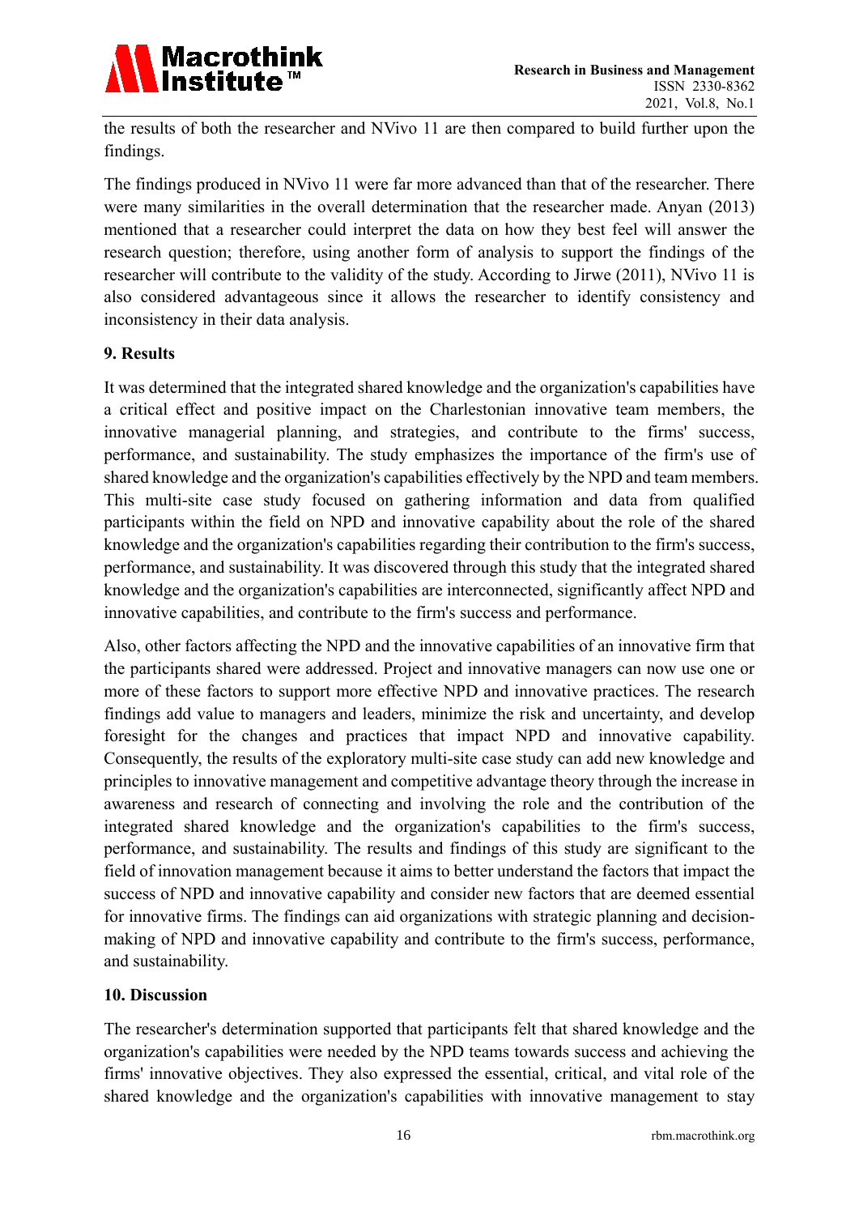the results of both the researcher and NVivo 11 are then compared to build further upon the findings.

The findings produced in NVivo 11 were far more advanced than that of the researcher. There were many similarities in the overall determination that the researcher made. Anyan (2013) mentioned that a researcher could interpret the data on how they best feel will answer the research question; therefore, using another form of analysis to support the findings of the researcher will contribute to the validity of the study. According to Jirwe (2011), NVivo 11 is also considered advantageous since it allows the researcher to identify consistency and inconsistency in their data analysis.

## 9. Results

It was determined that the integrated shared knowledge and the organization's capabilities have a critical effect and positive impact on the Charlestonian innovative team members, the innovative managerial planning, and strategies, and contribute to the firms' success, performance, and sustainability. The study emphasizes the importance of the firm's use of shared knowledge and the organization's capabilities effectively by the NPD and team members. This multi-site case study focused on gathering information and data from qualified participants within the field on NPD and innovative capability about the role of the shared knowledge and the organization's capabilities regarding their contribution to the firm's success, performance, and sustainability. It was discovered through this study that the integrated shared knowledge and the organization's capabilities are interconnected, significantly affect NPD and innovative capabilities, and contribute to the firm's success and performance.

Also, other factors affecting the NPD and the innovative capabilities of an innovative firm that the participants shared were addressed. Project and innovative managers can now use one or more of these factors to support more effective NPD and innovative practices. The research findings add value to managers and leaders, minimize the risk and uncertainty, and develop foresight for the changes and practices that impact NPD and innovative capability. Consequently, the results of the exploratory multi-site case study can add new knowledge and principles to innovative management and competitive advantage theory through the increase in awareness and research of connecting and involving the role and the contribution of the integrated shared knowledge and the organization's capabilities to the firm's success, performance, and sustainability. The results and findings of this study are significant to the field of innovation management because it aims to better understand the factors that impact the success of NPD and innovative capability and consider new factors that are deemed essential for innovative firms. The findings can aid organizations with strategic planning and decision-making of NPD and innovative capability and contribute to the firm's success, performance, and sustainability.

## 10. Discussion

The researcher's determination supported that participants felt that shared knowledge and the organization's capabilities were needed by the NPD teams towards success and achieving the firms' innovative objectives. They also expressed the essential, critical, and vital role of the shared knowledge and the organization's capabilities with innovative management to stay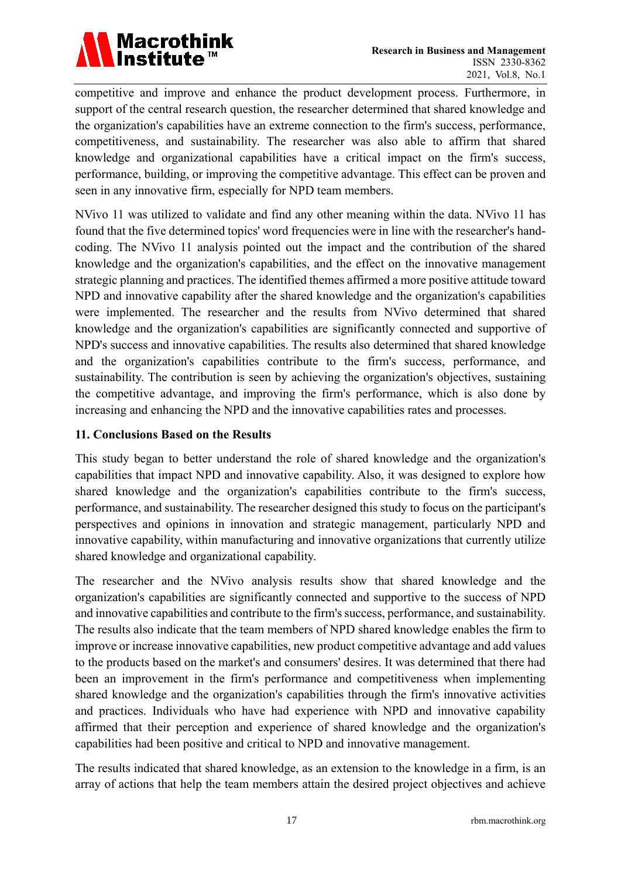competitive and improve and enhance the product development process. Furthermore, in support of the central research question, the researcher determined that shared knowledge and the organization's capabilities have an extreme connection to the firm's success, performance, competitiveness, and sustainability. The researcher was also able to affirm that shared knowledge and organizational capabilities have a critical impact on the firm's success, performance, building, or improving the competitive advantage. This effect can be proven and seen in any innovative firm, especially for NPD team members.

NVivo 11 was utilized to validate and find any other meaning within the data. NVivo 11 has found that the five determined topics' word frequencies were in line with the researcher's hand-coding. The NVivo 11 analysis pointed out the impact and the contribution of the shared knowledge and the organization's capabilities, and the effect on the innovative management strategic planning and practices. The identified themes affirmed a more positive attitude toward NPD and innovative capability after the shared knowledge and the organization's capabilities were implemented. The researcher and the results from NVivo determined that shared knowledge and the organization's capabilities are significantly connected and supportive of NPD's success and innovative capabilities. The results also determined that shared knowledge and the organization's capabilities contribute to the firm's success, performance, and sustainability. The contribution is seen by achieving the organization's objectives, sustaining the competitive advantage, and improving the firm's performance, which is also done by increasing and enhancing the NPD and the innovative capabilities rates and processes.

## 11. Conclusions Based on the Results

This study began to better understand the role of shared knowledge and the organization's capabilities that impact NPD and innovative capability. Also, it was designed to explore how shared knowledge and the organization's capabilities contribute to the firm's success, performance, and sustainability. The researcher designed this study to focus on the participant's perspectives and opinions in innovation and strategic management, particularly NPD and innovative capability, within manufacturing and innovative organizations that currently utilize shared knowledge and organizational capability.

The researcher and the NVivo analysis results show that shared knowledge and the organization's capabilities are significantly connected and supportive to the success of NPD and innovative capabilities and contribute to the firm's success, performance, and sustainability. The results also indicate that the team members of NPD shared knowledge enables the firm to improve or increase innovative capabilities, new product competitive advantage and add values to the products based on the market's and consumers' desires. It was determined that there had been an improvement in the firm's performance and competitiveness when implementing shared knowledge and the organization's capabilities through the firm's innovative activities and practices. Individuals who have had experience with NPD and innovative capability affirmed that their perception and experience of shared knowledge and the organization's capabilities had been positive and critical to NPD and innovative management.

The results indicated that shared knowledge, as an extension to the knowledge in a firm, is an array of actions that help the team members attain the desired project objectives and achieve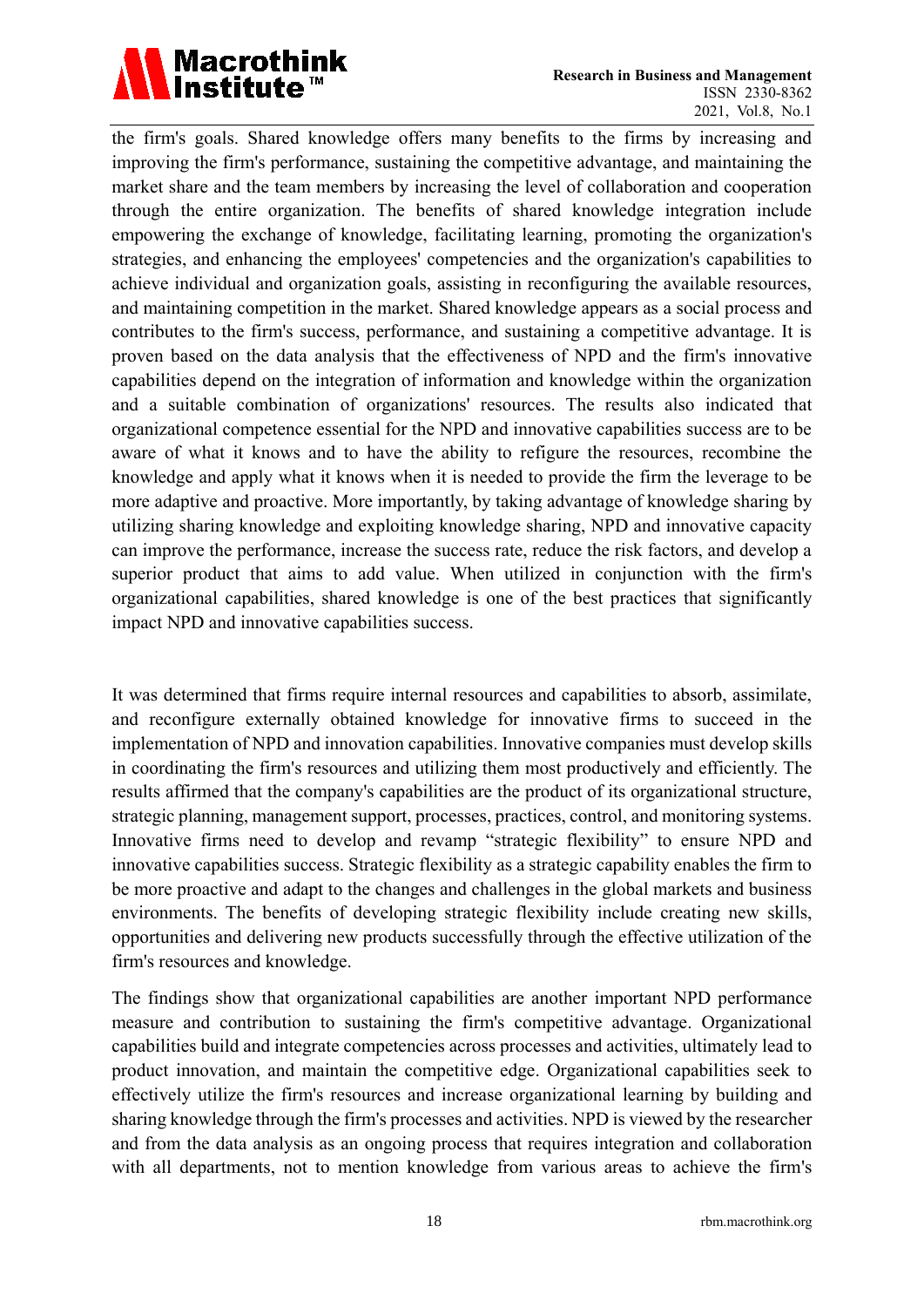the firm's goals. Shared knowledge offers many benefits to the firms by increasing and improving the firm's performance, sustaining the competitive advantage, and maintaining the market share and the team members by increasing the level of collaboration and cooperation through the entire organization. The benefits of shared knowledge integration include empowering the exchange of knowledge, facilitating learning, promoting the organization's strategies, and enhancing the employees' competencies and the organization's capabilities to achieve individual and organization goals, assisting in reconfiguring the available resources, and maintaining competition in the market. Shared knowledge appears as a social process and contributes to the firm's success, performance, and sustaining a competitive advantage. It is proven based on the data analysis that the effectiveness of NPD and the firm's innovative capabilities depend on the integration of information and knowledge within the organization and a suitable combination of organizations' resources. The results also indicated that organizational competence essential for the NPD and innovative capabilities success are to be aware of what it knows and to have the ability to refigure the resources, recombine the knowledge and apply what it knows when it is needed to provide the firm the leverage to be more adaptive and proactive. More importantly, by taking advantage of knowledge sharing by utilizing sharing knowledge and exploiting knowledge sharing, NPD and innovative capacity can improve the performance, increase the success rate, reduce the risk factors, and develop a superior product that aims to add value. When utilized in conjunction with the firm's organizational capabilities, shared knowledge is one of the best practices that significantly impact NPD and innovative capabilities success.

It was determined that firms require internal resources and capabilities to absorb, assimilate, and reconfigure externally obtained knowledge for innovative firms to succeed in the implementation of NPD and innovation capabilities. Innovative companies must develop skills in coordinating the firm's resources and utilizing them most productively and efficiently. The results affirmed that the company's capabilities are the product of its organizational structure, strategic planning, management support, processes, practices, control, and monitoring systems. Innovative firms need to develop and revamp "strategic flexibility" to ensure NPD and innovative capabilities success. Strategic flexibility as a strategic capability enables the firm to be more proactive and adapt to the changes and challenges in the global markets and business environments. The benefits of developing strategic flexibility include creating new skills, opportunities and delivering new products successfully through the effective utilization of the firm's resources and knowledge.

The findings show that organizational capabilities are another important NPD performance measure and contribution to sustaining the firm's competitive advantage. Organizational capabilities build and integrate competencies across processes and activities, ultimately lead to product innovation, and maintain the competitive edge. Organizational capabilities seek to effectively utilize the firm's resources and increase organizational learning by building and sharing knowledge through the firm's processes and activities. NPD is viewed by the researcher and from the data analysis as an ongoing process that requires integration and collaboration with all departments, not to mention knowledge from various areas to achieve the firm's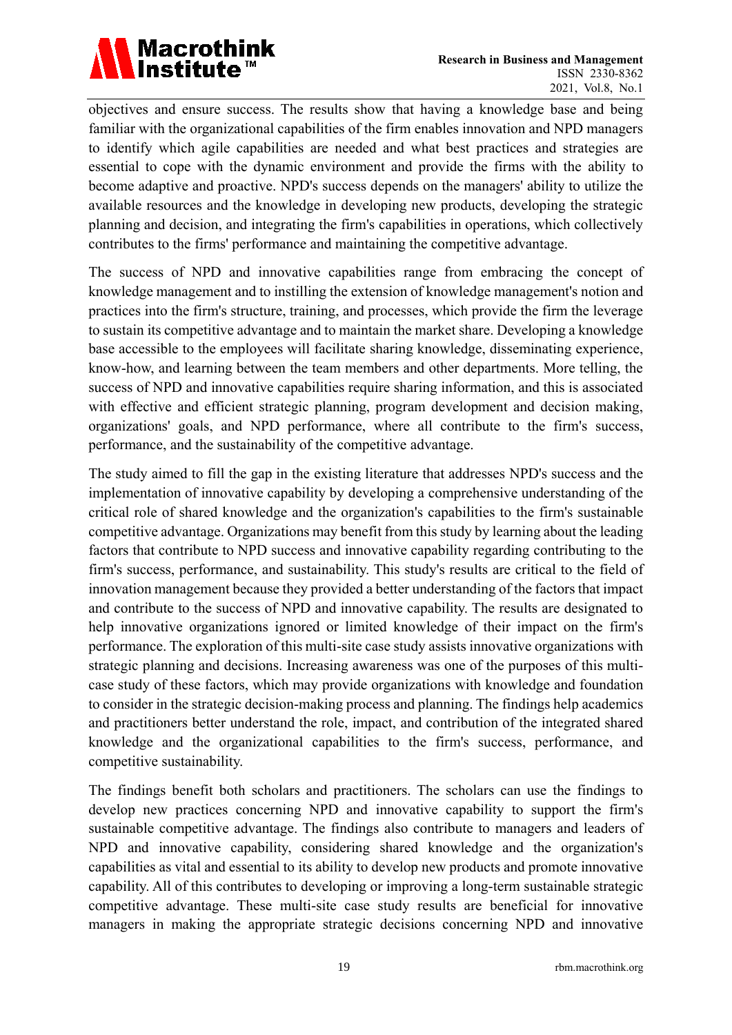objectives and ensure success. The results show that having a knowledge base and being familiar with the organizational capabilities of the firm enables innovation and NPD managers to identify which agile capabilities are needed and what best practices and strategies are essential to cope with the dynamic environment and provide the firms with the ability to become adaptive and proactive. NPD's success depends on the managers' ability to utilize the available resources and the knowledge in developing new products, developing the strategic planning and decision, and integrating the firm's capabilities in operations, which collectively contributes to the firms' performance and maintaining the competitive advantage.

The success of NPD and innovative capabilities range from embracing the concept of knowledge management and to instilling the extension of knowledge management's notion and practices into the firm's structure, training, and processes, which provide the firm the leverage to sustain its competitive advantage and to maintain the market share. Developing a knowledge base accessible to the employees will facilitate sharing knowledge, disseminating experience, know-how, and learning between the team members and other departments. More telling, the success of NPD and innovative capabilities require sharing information, and this is associated with effective and efficient strategic planning, program development and decision making, organizations' goals, and NPD performance, where all contribute to the firm's success, performance, and the sustainability of the competitive advantage.

The study aimed to fill the gap in the existing literature that addresses NPD's success and the implementation of innovative capability by developing a comprehensive understanding of the critical role of shared knowledge and the organization's capabilities to the firm's sustainable competitive advantage. Organizations may benefit from this study by learning about the leading factors that contribute to NPD success and innovative capability regarding contributing to the firm's success, performance, and sustainability. This study's results are critical to the field of innovation management because they provided a better understanding of the factors that impact and contribute to the success of NPD and innovative capability. The results are designated to help innovative organizations ignored or limited knowledge of their impact on the firm's performance. The exploration of this multi-site case study assists innovative organizations with strategic planning and decisions. Increasing awareness was one of the purposes of this multi-case study of these factors, which may provide organizations with knowledge and foundation to consider in the strategic decision-making process and planning. The findings help academics and practitioners better understand the role, impact, and contribution of the integrated shared knowledge and the organizational capabilities to the firm's success, performance, and competitive sustainability.

The findings benefit both scholars and practitioners. The scholars can use the findings to develop new practices concerning NPD and innovative capability to support the firm's sustainable competitive advantage. The findings also contribute to managers and leaders of NPD and innovative capability, considering shared knowledge and the organization's capabilities as vital and essential to its ability to develop new products and promote innovative capability. All of this contributes to developing or improving a long-term sustainable strategic competitive advantage. These multi-site case study results are beneficial for innovative managers in making the appropriate strategic decisions concerning NPD and innovative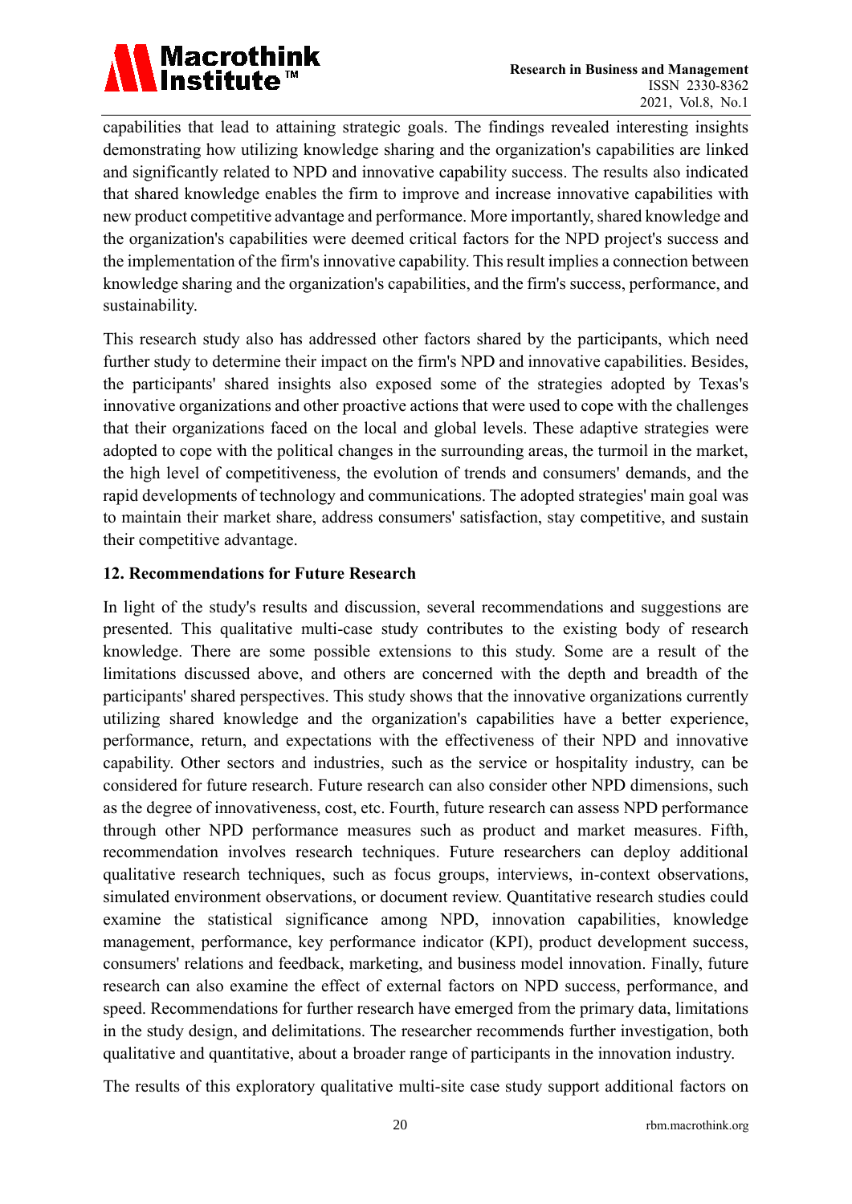capabilities that lead to attaining strategic goals. The findings revealed interesting insights demonstrating how utilizing knowledge sharing and the organization's capabilities are linked and significantly related to NPD and innovative capability success. The results also indicated that shared knowledge enables the firm to improve and increase innovative capabilities with new product competitive advantage and performance. More importantly, shared knowledge and the organization's capabilities were deemed critical factors for the NPD project's success and the implementation of the firm's innovative capability. This result implies a connection between knowledge sharing and the organization's capabilities, and the firm's success, performance, and sustainability.

This research study also has addressed other factors shared by the participants, which need further study to determine their impact on the firm's NPD and innovative capabilities. Besides, the participants' shared insights also exposed some of the strategies adopted by Texas's innovative organizations and other proactive actions that were used to cope with the challenges that their organizations faced on the local and global levels. These adaptive strategies were adopted to cope with the political changes in the surrounding areas, the turmoil in the market, the high level of competitiveness, the evolution of trends and consumers' demands, and the rapid developments of technology and communications. The adopted strategies' main goal was to maintain their market share, address consumers' satisfaction, stay competitive, and sustain their competitive advantage.

## 12. Recommendations for Future Research

In light of the study's results and discussion, several recommendations and suggestions are presented. This qualitative multi-case study contributes to the existing body of research knowledge. There are some possible extensions to this study. Some are a result of the limitations discussed above, and others are concerned with the depth and breadth of the participants' shared perspectives. This study shows that the innovative organizations currently utilizing shared knowledge and the organization's capabilities have a better experience, performance, return, and expectations with the effectiveness of their NPD and innovative capability. Other sectors and industries, such as the service or hospitality industry, can be considered for future research. Future research can also consider other NPD dimensions, such as the degree of innovativeness, cost, etc. Fourth, future research can assess NPD performance through other NPD performance measures such as product and market measures. Fifth, recommendation involves research techniques. Future researchers can deploy additional qualitative research techniques, such as focus groups, interviews, in-context observations, simulated environment observations, or document review. Quantitative research studies could examine the statistical significance among NPD, innovation capabilities, knowledge management, performance, key performance indicator (KPI), product development success, consumers' relations and feedback, marketing, and business model innovation. Finally, future research can also examine the effect of external factors on NPD success, performance, and speed. Recommendations for further research have emerged from the primary data, limitations in the study design, and delimitations. The researcher recommends further investigation, both qualitative and quantitative, about a broader range of participants in the innovation industry.

The results of this exploratory qualitative multi-site case study support additional factors on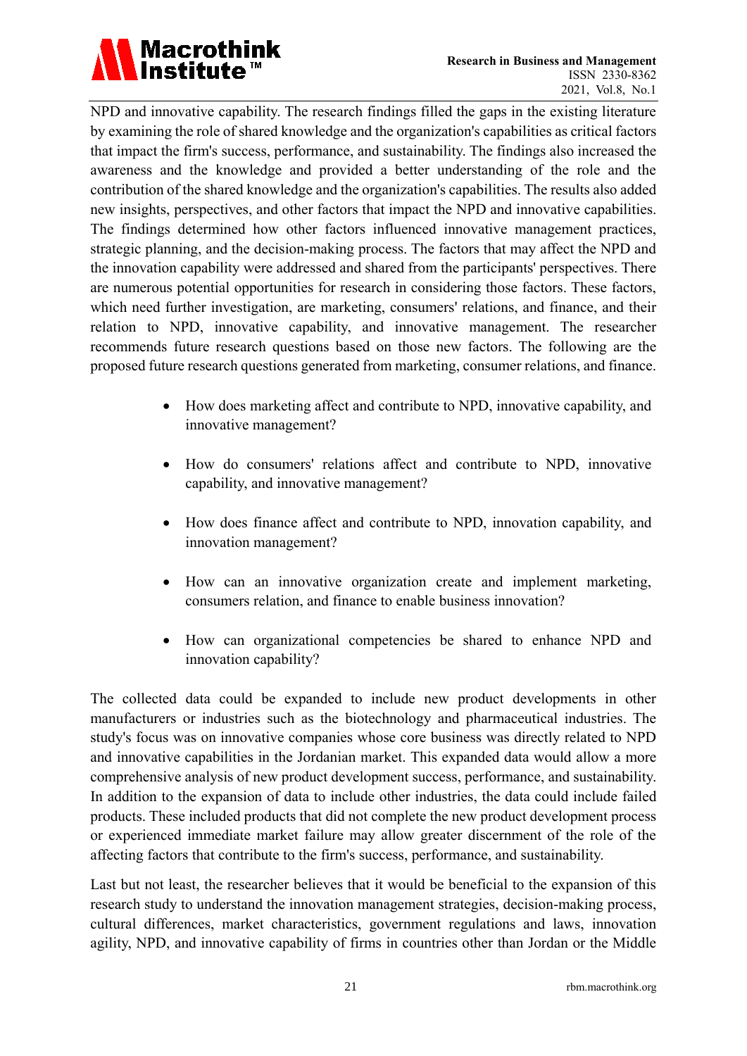NPD and innovative capability. The research findings filled the gaps in the existing literature by examining the role of shared knowledge and the organization's capabilities as critical factors that impact the firm's success, performance, and sustainability. The findings also increased the awareness and the knowledge and provided a better understanding of the role and the contribution of the shared knowledge and the organization's capabilities. The results also added new insights, perspectives, and other factors that impact the NPD and innovative capabilities. The findings determined how other factors influenced innovative management practices, strategic planning, and the decision-making process. The factors that may affect the NPD and the innovation capability were addressed and shared from the participants' perspectives. There are numerous potential opportunities for research in considering those factors. These factors, which need further investigation, are marketing, consumers' relations, and finance, and their relation to NPD, innovative capability, and innovative management. The researcher recommends future research questions based on those new factors. The following are the proposed future research questions generated from marketing, consumer relations, and finance.

- How does marketing affect and contribute to NPD, innovative capability, and innovative management?
- How do consumers' relations affect and contribute to NPD, innovative capability, and innovative management?
- How does finance affect and contribute to NPD, innovation capability, and innovation management?
- How can an innovative organization create and implement marketing, consumers relation, and finance to enable business innovation?
- How can organizational competencies be shared to enhance NPD and innovation capability?

The collected data could be expanded to include new product developments in other manufacturers or industries such as the biotechnology and pharmaceutical industries. The study's focus was on innovative companies whose core business was directly related to NPD and innovative capabilities in the Jordanian market. This expanded data would allow a more comprehensive analysis of new product development success, performance, and sustainability. In addition to the expansion of data to include other industries, the data could include failed products. These included products that did not complete the new product development process or experienced immediate market failure may allow greater discernment of the role of the affecting factors that contribute to the firm's success, performance, and sustainability.

Last but not least, the researcher believes that it would be beneficial to the expansion of this research study to understand the innovation management strategies, decision-making process, cultural differences, market characteristics, government regulations and laws, innovation agility, NPD, and innovative capability of firms in countries other than Jordan or the Middle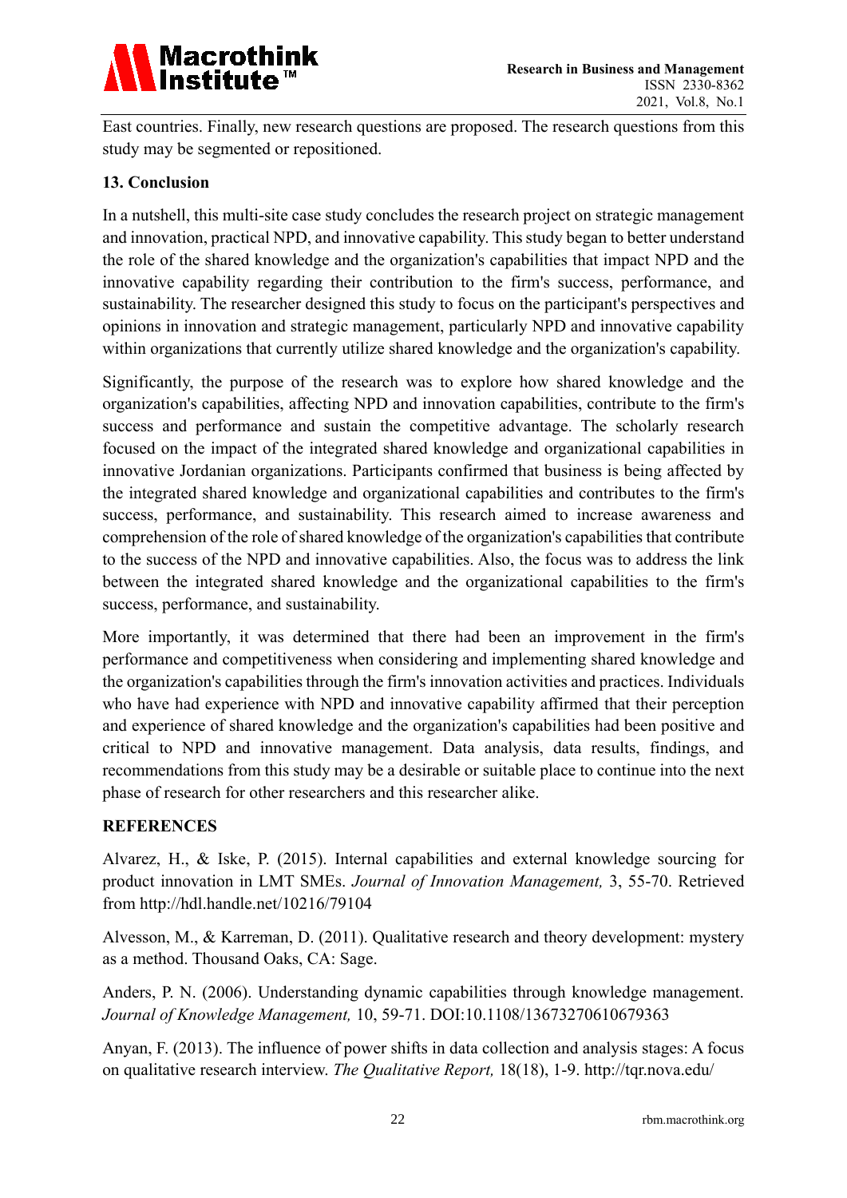East countries. Finally, new research questions are proposed. The research questions from this study may be segmented or repositioned.

## 13. Conclusion

In a nutshell, this multi-site case study concludes the research project on strategic management and innovation, practical NPD, and innovative capability. This study began to better understand the role of the shared knowledge and the organization's capabilities that impact NPD and the innovative capability regarding their contribution to the firm's success, performance, and sustainability. The researcher designed this study to focus on the participant's perspectives and opinions in innovation and strategic management, particularly NPD and innovative capability within organizations that currently utilize shared knowledge and the organization's capability.

Significantly, the purpose of the research was to explore how shared knowledge and the organization's capabilities, affecting NPD and innovation capabilities, contribute to the firm's success and performance and sustain the competitive advantage. The scholarly research focused on the impact of the integrated shared knowledge and organizational capabilities in innovative Jordanian organizations. Participants confirmed that business is being affected by the integrated shared knowledge and organizational capabilities and contributes to the firm's success, performance, and sustainability. This research aimed to increase awareness and comprehension of the role of shared knowledge of the organization's capabilities that contribute to the success of the NPD and innovative capabilities. Also, the focus was to address the link between the integrated shared knowledge and the organizational capabilities to the firm's success, performance, and sustainability.

More importantly, it was determined that there had been an improvement in the firm's performance and competitiveness when considering and implementing shared knowledge and the organization's capabilities through the firm's innovation activities and practices. Individuals who have had experience with NPD and innovative capability affirmed that their perception and experience of shared knowledge and the organization's capabilities had been positive and critical to NPD and innovative management. Data analysis, data results, findings, and recommendations from this study may be a desirable or suitable place to continue into the next phase of research for other researchers and this researcher alike.

## REFERENCES

Alvarez, H., & Iske, P. (2015). Internal capabilities and external knowledge sourcing for product innovation in LMT SMEs. *Journal of Innovation Management,* 3, 55-70. Retrieved from http://hdl.handle.net/10216/79104

Alvesson, M., & Karreman, D. (2011). Qualitative research and theory development: mystery as a method. Thousand Oaks, CA: Sage.

Anders, P. N. (2006). Understanding dynamic capabilities through knowledge management. *Journal of Knowledge Management,* 10, 59-71. DOI:10.1108/13673270610679363

Anyan, F. (2013). The influence of power shifts in data collection and analysis stages: A focus on qualitative research interview. *The Qualitative Report,* 18(18), 1-9. http://tqr.nova.edu/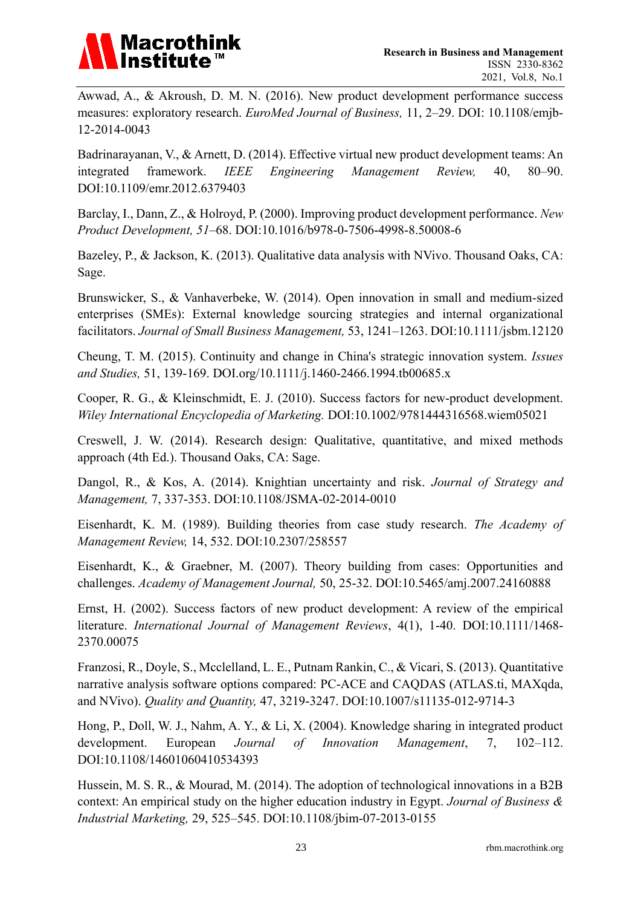Awwad, A., & Akroush, D. M. N. (2016). New product development performance success measures: exploratory research. *EuroMed Journal of Business,* 11, 2–29. DOI: 10.1108/emjb-12-2014-0043

Badrinarayanan, V., & Arnett, D. (2014). Effective virtual new product development teams: An integrated framework. *IEEE Engineering Management Review,* 40, 80–90. DOI:10.1109/emr.2012.6379403

Barclay, I., Dann, Z., & Holroyd, P. (2000). Improving product development performance. *New Product Development, 51*–68. DOI:10.1016/b978-0-7506-4998-8.50008-6

Bazeley, P., & Jackson, K. (2013). Qualitative data analysis with NVivo. Thousand Oaks, CA: Sage.

Brunswicker, S., & Vanhaverbeke, W. (2014). Open innovation in small and medium-sized enterprises (SMEs): External knowledge sourcing strategies and internal organizational facilitators. *Journal of Small Business Management,* 53, 1241–1263. DOI:10.1111/jsbm.12120

Cheung, T. M. (2015). Continuity and change in China's strategic innovation system. *Issues and Studies,* 51, 139-169. DOI.org/10.1111/j.1460-2466.1994.tb00685.x

Cooper, R. G., & Kleinschmidt, E. J. (2010). Success factors for new-product development. *Wiley International Encyclopedia of Marketing.* DOI:10.1002/9781444316568.wiem05021

Creswell, J. W. (2014). Research design: Qualitative, quantitative, and mixed methods approach (4th Ed.). Thousand Oaks, CA: Sage.

Dangol, R., & Kos, A. (2014). Knightian uncertainty and risk. *Journal of Strategy and Management,* 7, 337-353. DOI:10.1108/JSMA-02-2014-0010

Eisenhardt, K. M. (1989). Building theories from case study research. *The Academy of Management Review,* 14, 532. DOI:10.2307/258557

Eisenhardt, K., & Graebner, M. (2007). Theory building from cases: Opportunities and challenges. *Academy of Management Journal,* 50, 25-32. DOI:10.5465/amj.2007.24160888

Ernst, H. (2002). Success factors of new product development: A review of the empirical literature. *International Journal of Management Reviews*, 4(1), 1-40. DOI:10.1111/1468-2370.00075

Franzosi, R., Doyle, S., Mcclelland, L. E., Putnam Rankin, C., & Vicari, S. (2013). Quantitative narrative analysis software options compared: PC-ACE and CAQDAS (ATLAS.ti, MAXqda, and NVivo). *Quality and Quantity,* 47, 3219-3247. DOI:10.1007/s11135-012-9714-3

Hong, P., Doll, W. J., Nahm, A. Y., & Li, X. (2004). Knowledge sharing in integrated product development. European *Journal of Innovation Management*, 7, 102–112. DOI:10.1108/14601060410534393

Hussein, M. S. R., & Mourad, M. (2014). The adoption of technological innovations in a B2B context: An empirical study on the higher education industry in Egypt. *Journal of Business & Industrial Marketing,* 29, 525–545. DOI:10.1108/jbim-07-2013-0155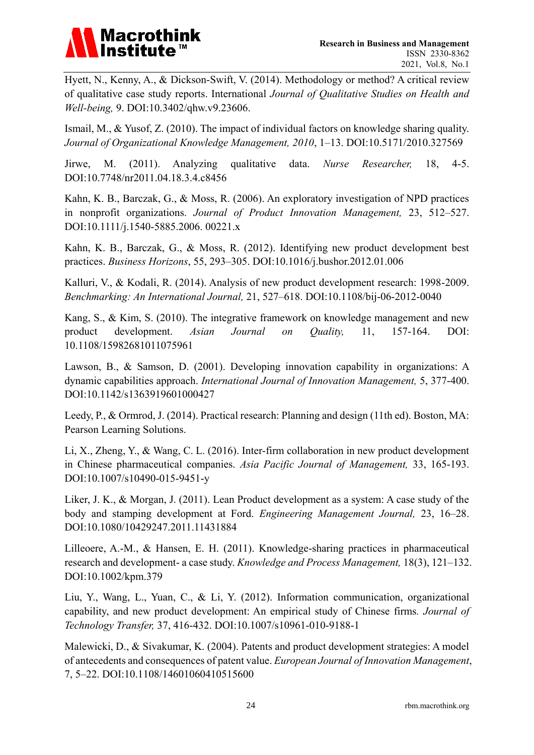Hyett, N., Kenny, A., & Dickson-Swift, V. (2014). Methodology or method? A critical review of qualitative case study reports. International *Journal of Qualitative Studies on Health and Well-being,* 9. DOI:10.3402/qhw.v9.23606.

Ismail, M., & Yusof, Z. (2010). The impact of individual factors on knowledge sharing quality. *Journal of Organizational Knowledge Management, 2010*, 1–13. DOI:10.5171/2010.327569

Jirwe, M. (2011). Analyzing qualitative data. *Nurse Researcher,* 18, 4-5. DOI:10.7748/nr2011.04.18.3.4.c8456

Kahn, K. B., Barczak, G., & Moss, R. (2006). An exploratory investigation of NPD practices in nonprofit organizations. *Journal of Product Innovation Management,* 23, 512–527. DOI:10.1111/j.1540-5885.2006. 00221.x

Kahn, K. B., Barczak, G., & Moss, R. (2012). Identifying new product development best practices. *Business Horizons*, 55, 293–305. DOI:10.1016/j.bushor.2012.01.006

Kalluri, V., & Kodali, R. (2014). Analysis of new product development research: 1998-2009. *Benchmarking: An International Journal,* 21, 527–618. DOI:10.1108/bij-06-2012-0040

Kang, S., & Kim, S. (2010). The integrative framework on knowledge management and new product development. *Asian Journal on Quality,* 11, 157-164. DOI: 10.1108/15982681011075961

Lawson, B., & Samson, D. (2001). Developing innovation capability in organizations: A dynamic capabilities approach. *International Journal of Innovation Management,* 5, 377-400. DOI:10.1142/s1363919601000427

Leedy, P., & Ormrod, J. (2014). Practical research: Planning and design (11th ed). Boston, MA: Pearson Learning Solutions.

Li, X., Zheng, Y., & Wang, C. L. (2016). Inter-firm collaboration in new product development in Chinese pharmaceutical companies. *Asia Pacific Journal of Management,* 33, 165-193. DOI:10.1007/s10490-015-9451-y

Liker, J. K., & Morgan, J. (2011). Lean Product development as a system: A case study of the body and stamping development at Ford. *Engineering Management Journal,* 23, 16–28. DOI:10.1080/10429247.2011.11431884

Lilleoere, A.-M., & Hansen, E. H. (2011). Knowledge-sharing practices in pharmaceutical research and development- a case study. *Knowledge and Process Management,* 18(3), 121–132. DOI:10.1002/kpm.379

Liu, Y., Wang, L., Yuan, C., & Li, Y. (2012). Information communication, organizational capability, and new product development: An empirical study of Chinese firms. *Journal of Technology Transfer,* 37, 416-432. DOI:10.1007/s10961-010-9188-1

Malewicki, D., & Sivakumar, K. (2004). Patents and product development strategies: A model of antecedents and consequences of patent value. *European Journal of Innovation Management*, 7, 5–22. DOI:10.1108/14601060410515600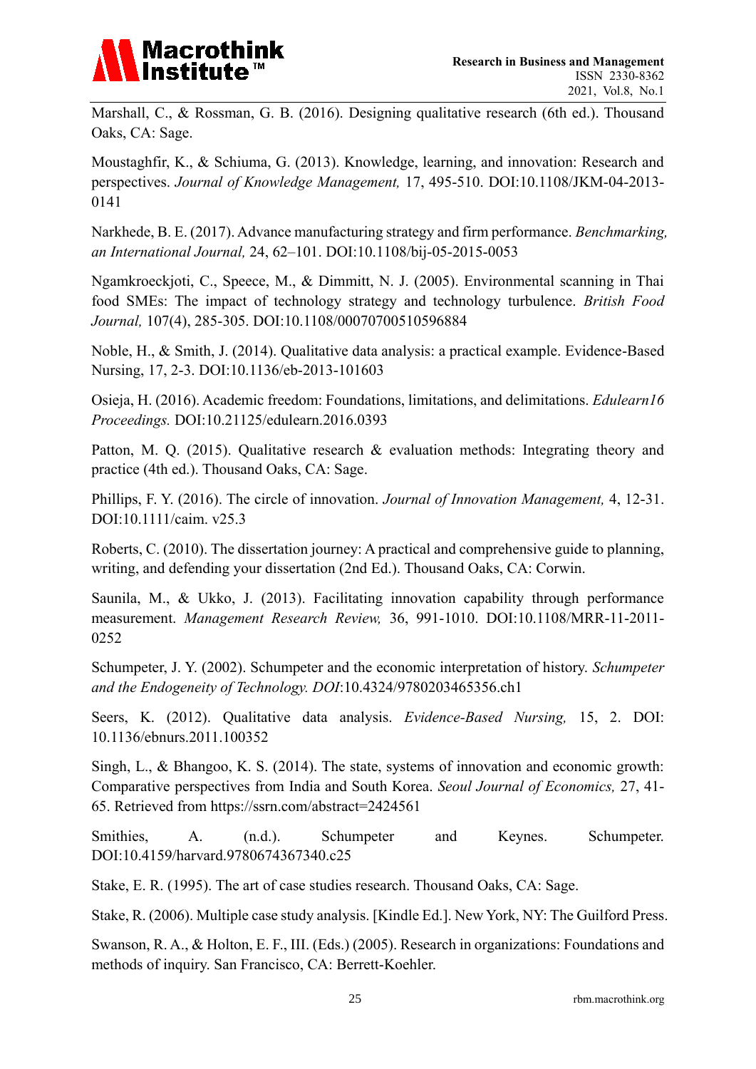Marshall, C., & Rossman, G. B. (2016). Designing qualitative research (6th ed.). Thousand Oaks, CA: Sage.

Moustaghfir, K., & Schiuma, G. (2013). Knowledge, learning, and innovation: Research and perspectives. *Journal of Knowledge Management,* 17, 495-510. DOI:10.1108/JKM-04-2013-0141

Narkhede, B. E. (2017). Advance manufacturing strategy and firm performance. *Benchmarking, an International Journal,* 24, 62–101. DOI:10.1108/bij-05-2015-0053

Ngamkroeckjoti, C., Speece, M., & Dimmitt, N. J. (2005). Environmental scanning in Thai food SMEs: The impact of technology strategy and technology turbulence. *British Food Journal,* 107(4), 285-305. DOI:10.1108/00070700510596884

Noble, H., & Smith, J. (2014). Qualitative data analysis: a practical example. Evidence-Based Nursing, 17, 2-3. DOI:10.1136/eb-2013-101603

Osieja, H. (2016). Academic freedom: Foundations, limitations, and delimitations. *Edulearn16 Proceedings.* DOI:10.21125/edulearn.2016.0393

Patton, M. Q. (2015). Qualitative research & evaluation methods: Integrating theory and practice (4th ed.). Thousand Oaks, CA: Sage.

Phillips, F. Y. (2016). The circle of innovation. *Journal of Innovation Management,* 4, 12-31. DOI:10.1111/caim. v25.3

Roberts, C. (2010). The dissertation journey: A practical and comprehensive guide to planning, writing, and defending your dissertation (2nd Ed.). Thousand Oaks, CA: Corwin.

Saunila, M., & Ukko, J. (2013). Facilitating innovation capability through performance measurement. *Management Research Review,* 36, 991-1010. DOI:10.1108/MRR-11-2011-0252

Schumpeter, J. Y. (2002). Schumpeter and the economic interpretation of history. *Schumpeter and the Endogeneity of Technology. DOI*:10.4324/9780203465356.ch1

Seers, K. (2012). Qualitative data analysis. *Evidence-Based Nursing,* 15, 2. DOI: 10.1136/ebnurs.2011.100352

Singh, L., & Bhangoo, K. S. (2014). The state, systems of innovation and economic growth: Comparative perspectives from India and South Korea. *Seoul Journal of Economics,* 27, 41-65. Retrieved from https://ssrn.com/abstract=2424561

Smithies, A. (n.d.). Schumpeter and Keynes. Schumpeter. DOI:10.4159/harvard.9780674367340.c25

Stake, E. R. (1995). The art of case studies research. Thousand Oaks, CA: Sage.

Stake, R. (2006). Multiple case study analysis. [Kindle Ed.]. New York, NY: The Guilford Press.

Swanson, R. A., & Holton, E. F., III. (Eds.) (2005). Research in organizations: Foundations and methods of inquiry. San Francisco, CA: Berrett-Koehler.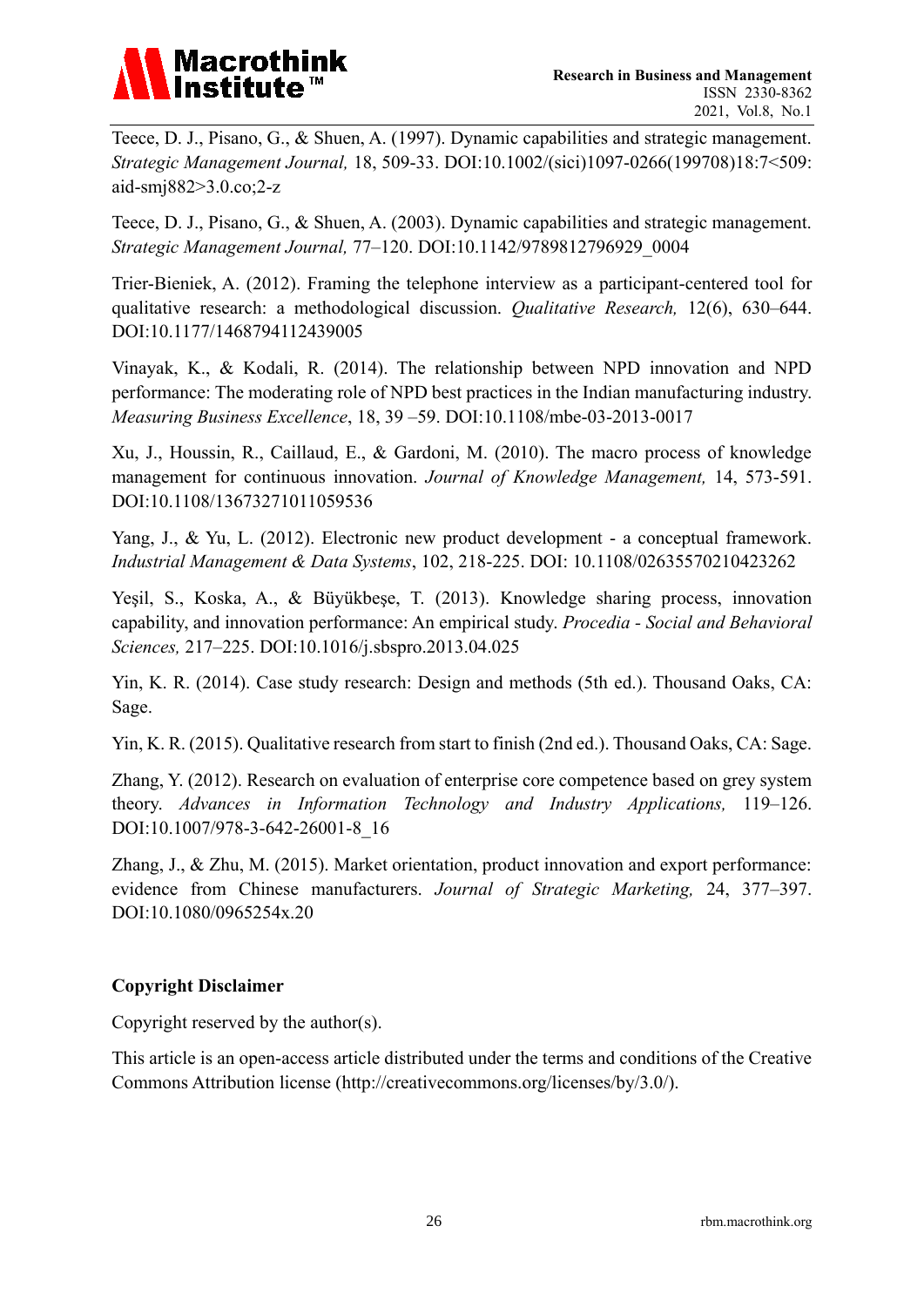Teece, D. J., Pisano, G., & Shuen, A. (1997). Dynamic capabilities and strategic management. *Strategic Management Journal,* 18, 509-33. DOI:10.1002/(sici)1097-0266(199708)18:7<509:aid-smj882>3.0.co;2-z

Teece, D. J., Pisano, G., & Shuen, A. (2003). Dynamic capabilities and strategic management. *Strategic Management Journal,* 77–120. DOI:10.1142/9789812796929_0004

Trier-Bieniek, A. (2012). Framing the telephone interview as a participant-centered tool for qualitative research: a methodological discussion. *Qualitative Research,* 12(6), 630–644. DOI:10.1177/1468794112439005

Vinayak, K., & Kodali, R. (2014). The relationship between NPD innovation and NPD performance: The moderating role of NPD best practices in the Indian manufacturing industry. *Measuring Business Excellence*, 18, 39 –59. DOI:10.1108/mbe-03-2013-0017

Xu, J., Houssin, R., Caillaud, E., & Gardoni, M. (2010). The macro process of knowledge management for continuous innovation. *Journal of Knowledge Management,* 14, 573-591. DOI:10.1108/13673271011059536

Yang, J., & Yu, L. (2012). Electronic new product development - a conceptual framework. *Industrial Management & Data Systems*, 102, 218-225. DOI: 10.1108/02635570210423262

Yeşil, S., Koska, A., & Büyükbeşe, T. (2013). Knowledge sharing process, innovation capability, and innovation performance: An empirical study. *Procedia - Social and Behavioral Sciences,* 217–225. DOI:10.1016/j.sbspro.2013.04.025

Yin, K. R. (2014). Case study research: Design and methods (5th ed.). Thousand Oaks, CA: Sage.

Yin, K. R. (2015). Qualitative research from start to finish (2nd ed.). Thousand Oaks, CA: Sage.

Zhang, Y. (2012). Research on evaluation of enterprise core competence based on grey system theory. *Advances in Information Technology and Industry Applications,* 119–126. DOI:10.1007/978-3-642-26001-8_16

Zhang, J., & Zhu, M. (2015). Market orientation, product innovation and export performance: evidence from Chinese manufacturers. *Journal of Strategic Marketing,* 24, 377–397. DOI:10.1080/0965254x.20

## Copyright Disclaimer

Copyright reserved by the author(s).

This article is an open-access article distributed under the terms and conditions of the Creative Commons Attribution license (http://creativecommons.org/licenses/by/3.0/).